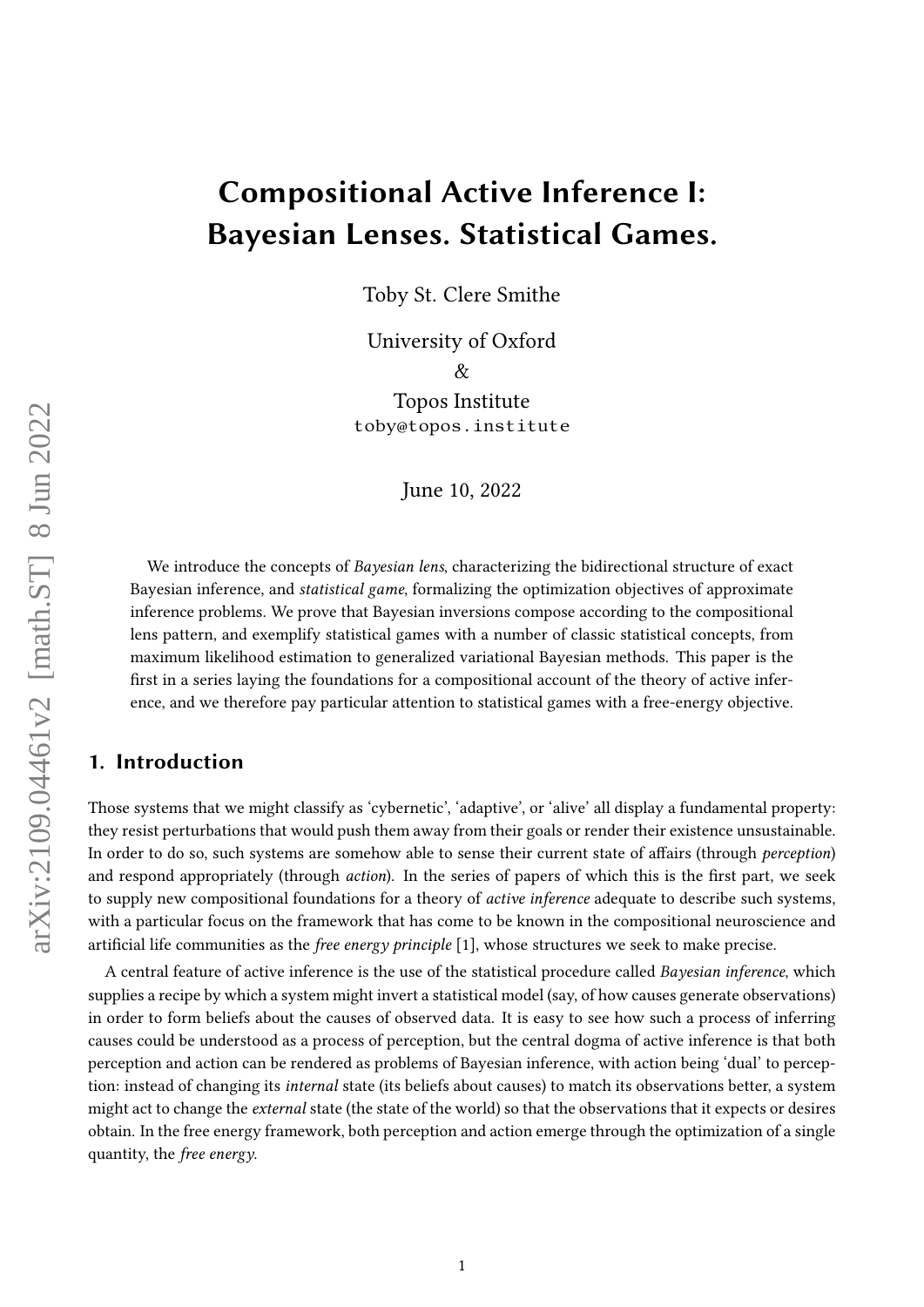# Compositional Active Inference I: Bayesian Lenses. Statistical Games.

Toby St. Clere Smithe

University of Oxford
&
Topos Institute
toby@topos.institute

June 10, 2022

We introduce the concepts of *Bayesian lens*, characterizing the bidirectional structure of exact Bayesian inference, and *statistical game*, formalizing the optimization objectives of approximate inference problems. We prove that Bayesian inversions compose according to the compositional lens pattern, and exemplify statistical games with a number of classic statistical concepts, from maximum likelihood estimation to generalized variational Bayesian methods. This paper is the first in a series laying the foundations for a compositional account of the theory of active inference, and we therefore pay particular attention to statistical games with a free-energy objective.

## 1. Introduction

Those systems that we might classify as 'cybernetic', 'adaptive', or 'alive' all display a fundamental property: they resist perturbations that would push them away from their goals or render their existence unsustainable. In order to do so, such systems are somehow able to sense their current state of affairs (through *perception*) and respond appropriately (through *action*). In the series of papers of which this is the first part, we seek to supply new compositional foundations for a theory of *active inference* adequate to describe such systems, with a particular focus on the framework that has come to be known in the compositional neuroscience and artificial life communities as the *free energy principle* [1], whose structures we seek to make precise.

A central feature of active inference is the use of the statistical procedure called *Bayesian inference*, which supplies a recipe by which a system might invert a statistical model (say, of how causes generate observations) in order to form beliefs about the causes of observed data. It is easy to see how such a process of inferring causes could be understood as a process of perception, but the central dogma of active inference is that both perception and action can be rendered as problems of Bayesian inference, with action being 'dual' to perception: instead of changing its *internal* state (its beliefs about causes) to match its observations better, a system might act to change the *external* state (the state of the world) so that the observations that it expects or desires obtain. In the free energy framework, both perception and action emerge through the optimization of a single quantity, the *free energy*.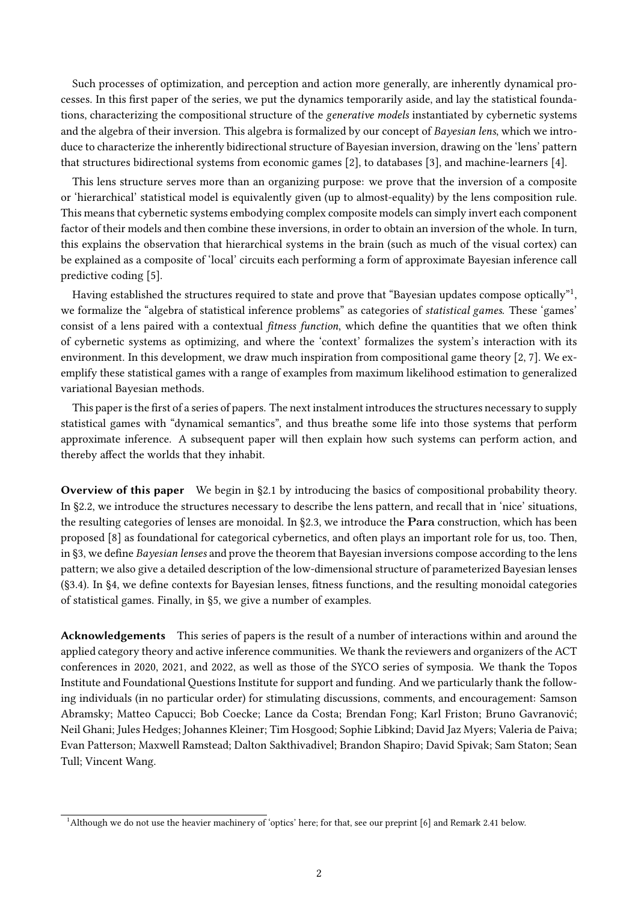Such processes of optimization, and perception and action more generally, are inherently dynamical processes. In this first paper of the series, we put the dynamics temporarily aside, and lay the statistical foundations, characterizing the compositional structure of the *generative models* instantiated by cybernetic systems and the algebra of their inversion. This algebra is formalized by our concept of *Bayesian lens*, which we introduce to characterize the inherently bidirectional structure of Bayesian inversion, drawing on the 'lens' pattern that structures bidirectional systems from economic games [2], to databases [3], and machine-learners [4].

This lens structure serves more than an organizing purpose: we prove that the inversion of a composite or 'hierarchical' statistical model is equivalently given (up to almost-equality) by the lens composition rule. This means that cybernetic systems embodying complex composite models can simply invert each component factor of their models and then combine these inversions, in order to obtain an inversion of the whole. In turn, this explains the observation that hierarchical systems in the brain (such as much of the visual cortex) can be explained as a composite of 'local' circuits each performing a form of approximate Bayesian inference call predictive coding [5].

Having established the structures required to state and prove that "Bayesian updates compose optically"[1], we formalize the "algebra of statistical inference problems" as categories of *statistical games*. These 'games' consist of a lens paired with a contextual *fitness function*, which define the quantities that we often think of cybernetic systems as optimizing, and where the 'context' formalizes the system's interaction with its environment. In this development, we draw much inspiration from compositional game theory [2, 7]. We exemplify these statistical games with a range of examples from maximum likelihood estimation to generalized variational Bayesian methods.

This paper is the first of a series of papers. The next instalment introduces the structures necessary to supply statistical games with "dynamical semantics", and thus breathe some life into those systems that perform approximate inference. A subsequent paper will then explain how such systems can perform action, and thereby affect the worlds that they inhabit.

**Overview of this paper** We begin in §2.1 by introducing the basics of compositional probability theory. In §2.2, we introduce the structures necessary to describe the lens pattern, and recall that in 'nice' situations, the resulting categories of lenses are monoidal. In §2.3, we introduce the $\mathbf{Para}$ construction, which has been proposed [8] as foundational for categorical cybernetics, and often plays an important role for us, too. Then, in §3, we define *Bayesian lenses* and prove the theorem that Bayesian inversions compose according to the lens pattern; we also give a detailed description of the low-dimensional structure of parameterized Bayesian lenses (§3.4). In §4, we define contexts for Bayesian lenses, fitness functions, and the resulting monoidal categories of statistical games. Finally, in §5, we give a number of examples.

**Acknowledgements** This series of papers is the result of a number of interactions within and around the applied category theory and active inference communities. We thank the reviewers and organizers of the ACT conferences in 2020, 2021, and 2022, as well as those of the SYCO series of symposia. We thank the Topos Institute and Foundational Questions Institute for support and funding. And we particularly thank the following individuals (in no particular order) for stimulating discussions, comments, and encouragement: Samson Abramsky; Matteo Capucci; Bob Coecke; Lance da Costa; Brendan Fong; Karl Friston; Bruno Gavranović; Neil Ghani; Jules Hedges; Johannes Kleiner; Tim Hosgood; Sophie Libkind; David Jaz Myers; Valeria de Paiva; Evan Patterson; Maxwell Ramstead; Dalton Sakthivadivel; Brandon Shapiro; David Spivak; Sam Staton; Sean Tull; Vincent Wang.

---

[1] Although we do not use the heavier machinery of 'optics' here; for that, see our preprint [6] and Remark 2.41 below.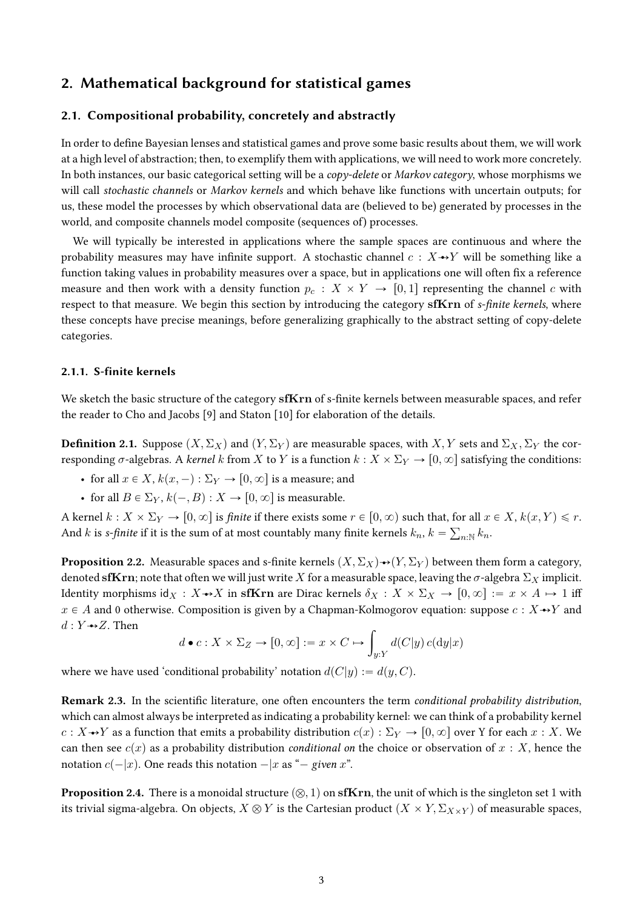## 2. Mathematical background for statistical games

### 2.1. Compositional probability, concretely and abstractly

In order to define Bayesian lenses and statistical games and prove some basic results about them, we will work at a high level of abstraction; then, to exemplify them with applications, we will need to work more concretely. In both instances, our basic categorical setting will be a *copy-delete* or *Markov category*, whose morphisms we will call *stochastic channels* or *Markov kernels* and which behave like functions with uncertain outputs; for us, these model the processes by which observational data are (believed to be) generated by processes in the world, and composite channels model composite (sequences of) processes.

We will typically be interested in applications where the sample spaces are continuous and where the probability measures may have infinite support. A stochastic channel $c : X \twoheadrightarrow Y$ will be something like a function taking values in probability measures over a space, but in applications one will often fix a reference measure and then work with a density function $p_c : X \times Y \to [0, 1]$ representing the channel $c$ with respect to that measure. We begin this section by introducing the category **sfKrn** of *s-finite kernels*, where these concepts have precise meanings, before generalizing graphically to the abstract setting of copy-delete categories.

#### 2.1.1. S-finite kernels

We sketch the basic structure of the category **sfKrn** of s-finite kernels between measurable spaces, and refer the reader to Cho and Jacobs [9] and Staton [10] for elaboration of the details.

**Definition 2.1.** Suppose $(X, \Sigma_X)$ and $(Y, \Sigma_Y)$ are measurable spaces, with $X, Y$ sets and $\Sigma_X, \Sigma_Y$ the corresponding $\sigma$-algebras. A *kernel* $k$ from $X$ to $Y$ is a function $k : X \times \Sigma_Y \to [0, \infty]$ satisfying the conditions:

- for all $x \in X$, $k(x, -) : \Sigma_Y \to [0, \infty]$ is a measure; and
- for all $B \in \Sigma_Y$, $k(-, B) : X \to [0, \infty]$ is measurable.

A kernel $k : X \times \Sigma_Y \to [0, \infty]$ is *finite* if there exists some $r \in [0, \infty)$ such that, for all $x \in X$, $k(x, Y) \leqslant r$. And $k$ is *s-finite* if it is the sum of at most countably many finite kernels $k_n$, $k = \sum_{n:\mathbb{N}} k_n$.

**Proposition 2.2.** Measurable spaces and s-finite kernels $(X, \Sigma_X) \twoheadrightarrow (Y, \Sigma_Y)$ between them form a category, denoted **sfKrn**; note that often we will just write $X$ for a measurable space, leaving the $\sigma$-algebra $\Sigma_X$ implicit. Identity morphisms $\mathsf{id}_X : X \twoheadrightarrow X$ in **sfKrn** are Dirac kernels $\delta_X : X \times \Sigma_X \to [0, \infty] := x \times A \mapsto 1$ iff $x \in A$ and 0 otherwise. Composition is given by a Chapman-Kolmogorov equation: suppose $c : X \twoheadrightarrow Y$ and $d : Y \twoheadrightarrow Z$. Then

$$d \bullet c : X \times \Sigma_Z \to [0, \infty] := x \times C \mapsto \int_{y:Y} d(C|y)\, c(\mathrm{d}y|x)$$

where we have used 'conditional probability' notation $d(C|y) := d(y, C)$.

**Remark 2.3.** In the scientific literature, one often encounters the term *conditional probability distribution*, which can almost always be interpreted as indicating a probability kernel: we can think of a probability kernel $c : X \twoheadrightarrow Y$ as a function that emits a probability distribution $c(x) : \Sigma_Y \to [0, \infty]$ over Y for each $x : X$. We can then see $c(x)$ as a probability distribution *conditional on* the choice or observation of $x : X$, hence the notation $c(-|x)$. One reads this notation $-|x$ as "$-$ *given* $x$".

**Proposition 2.4.** There is a monoidal structure $(\otimes, 1)$ on **sfKrn**, the unit of which is the singleton set 1 with its trivial sigma-algebra. On objects, $X \otimes Y$ is the Cartesian product $(X \times Y, \Sigma_{X \times Y})$ of measurable spaces,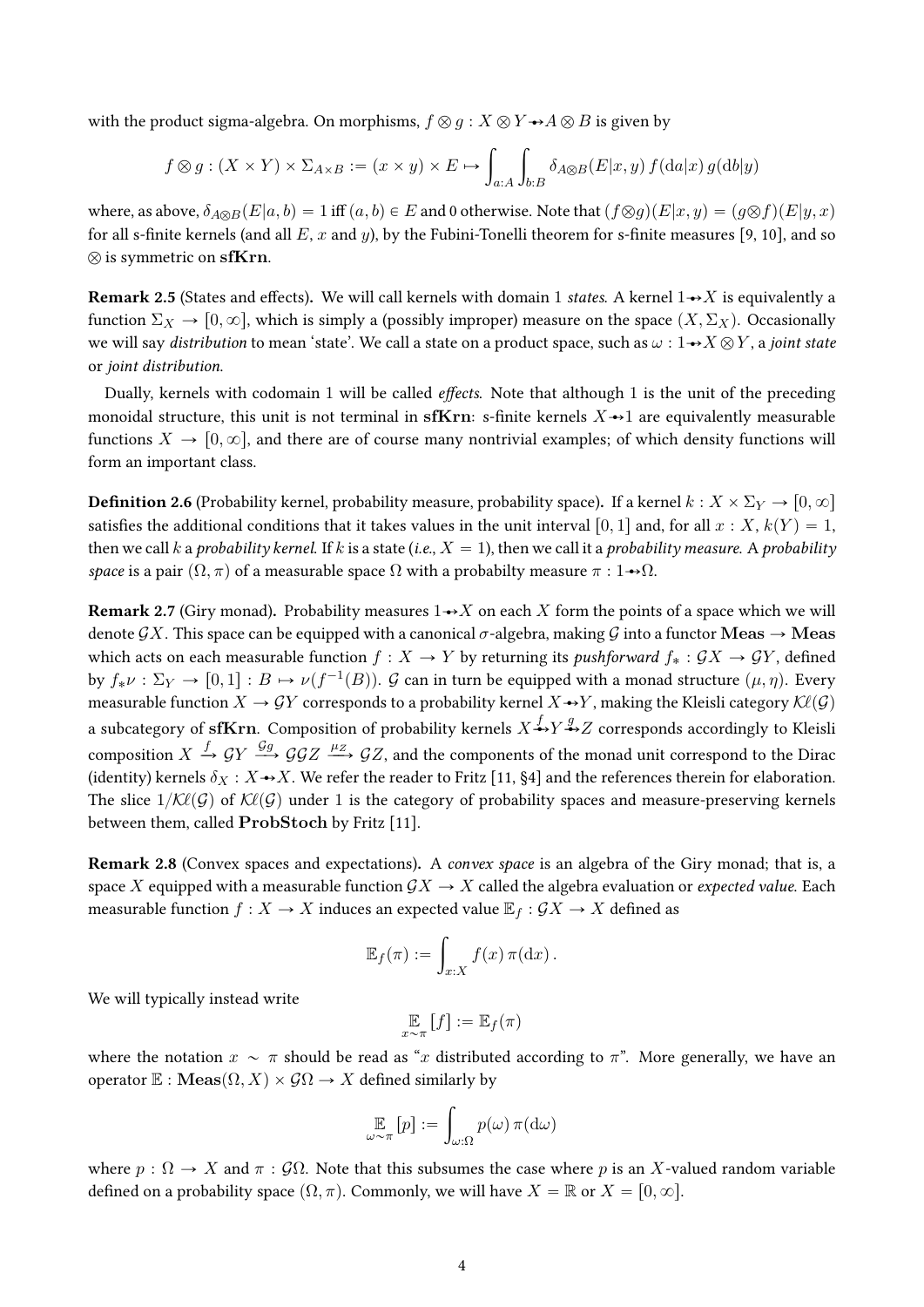with the product sigma-algebra. On morphisms, $f \otimes g : X \otimes Y \nrightarrow A \otimes B$ is given by

$$f \otimes g : (X \times Y) \times \Sigma_{A \times B} := (x \times y) \times E \mapsto \int_{a:A} \int_{b:B} \delta_{A \otimes B}(E|x, y) \, f(\mathrm{d}a|x) \, g(\mathrm{d}b|y)$$

where, as above, $\delta_{A \otimes B}(E|a, b) = 1$ iff $(a, b) \in E$ and 0 otherwise. Note that $(f \otimes g)(E|x, y) = (g \otimes f)(E|y, x)$ for all s-finite kernels (and all $E$, $x$ and $y$), by the Fubini-Tonelli theorem for s-finite measures [9, 10], and so $\otimes$ is symmetric on **sfKrn**.

**Remark 2.5** (States and effects)**.** We will call kernels with domain 1 *states*. A kernel $1 \nrightarrow X$ is equivalently a function $\Sigma_X \to [0, \infty]$, which is simply a (possibly improper) measure on the space $(X, \Sigma_X)$. Occasionally we will say *distribution* to mean 'state'. We call a state on a product space, such as $\omega : 1 \nrightarrow X \otimes Y$, a *joint state* or *joint distribution*.

Dually, kernels with codomain 1 will be called *effects*. Note that although 1 is the unit of the preceding monoidal structure, this unit is not terminal in **sfKrn**: s-finite kernels $X \nrightarrow 1$ are equivalently measurable functions $X \to [0, \infty]$, and there are of course many nontrivial examples; of which density functions will form an important class.

**Definition 2.6** (Probability kernel, probability measure, probability space)**.** If a kernel $k : X \times \Sigma_Y \to [0, \infty]$ satisfies the additional conditions that it takes values in the unit interval $[0, 1]$ and, for all $x : X$, $k(Y) = 1$, then we call $k$ a *probability kernel*. If $k$ is a state (*i.e.*, $X = 1$), then we call it a *probability measure*. A *probability space* is a pair $(\Omega, \pi)$ of a measurable space $\Omega$ with a probabilty measure $\pi : 1 \nrightarrow \Omega$.

**Remark 2.7** (Giry monad)**.** Probability measures $1 \nrightarrow X$ on each $X$ form the points of a space which we will denote $\mathcal{G}X$. This space can be equipped with a canonical $\sigma$-algebra, making $\mathcal{G}$ into a functor $\mathbf{Meas} \to \mathbf{Meas}$ which acts on each measurable function $f : X \to Y$ by returning its *pushforward* $f_* : \mathcal{G}X \to \mathcal{G}Y$, defined by $f_*\nu : \Sigma_Y \to [0, 1] : B \mapsto \nu(f^{-1}(B))$. $\mathcal{G}$ can in turn be equipped with a monad structure $(\mu, \eta)$. Every measurable function $X \to \mathcal{G}Y$ corresponds to a probability kernel $X \nrightarrow Y$, making the Kleisli category $\mathcal{K}\ell(\mathcal{G})$ a subcategory of **sfKrn**. Composition of probability kernels $X \overset{f}{\nrightarrow} Y \overset{g}{\nrightarrow} Z$ corresponds accordingly to Kleisli composition $X \xrightarrow{f} \mathcal{G}Y \xrightarrow{\mathcal{G}g} \mathcal{G}\mathcal{G}Z \xrightarrow{\mu_Z} \mathcal{G}Z$, and the components of the monad unit correspond to the Dirac (identity) kernels $\delta_X : X \nrightarrow X$. We refer the reader to Fritz [11, §4] and the references therein for elaboration. The slice $1/\mathcal{K}\ell(\mathcal{G})$ of $\mathcal{K}\ell(\mathcal{G})$ under 1 is the category of probability spaces and measure-preserving kernels between them, called **ProbStoch** by Fritz [11].

**Remark 2.8** (Convex spaces and expectations)**.** A *convex space* is an algebra of the Giry monad; that is, a space $X$ equipped with a measurable function $\mathcal{G}X \to X$ called the algebra evaluation or *expected value*. Each measurable function $f : X \to X$ induces an expected value $\mathbb{E}_f : \mathcal{G}X \to X$ defined as

$$\mathbb{E}_f(\pi) := \int_{x:X} f(x) \, \pi(\mathrm{d}x) \, .$$

We will typically instead write

$$\mathop{\mathbb{E}}_{x \sim \pi} [f] := \mathbb{E}_f(\pi)$$

where the notation $x \sim \pi$ should be read as "$x$ distributed according to $\pi$". More generally, we have an operator $\mathbb{E} : \mathbf{Meas}(\Omega, X) \times \mathcal{G}\Omega \to X$ defined similarly by

$$\mathop{\mathbb{E}}_{\omega \sim \pi} [p] := \int_{\omega:\Omega} p(\omega) \, \pi(\mathrm{d}\omega)$$

where $p : \Omega \to X$ and $\pi : \mathcal{G}\Omega$. Note that this subsumes the case where $p$ is an $X$-valued random variable defined on a probability space $(\Omega, \pi)$. Commonly, we will have $X = \mathbb{R}$ or $X = [0, \infty]$.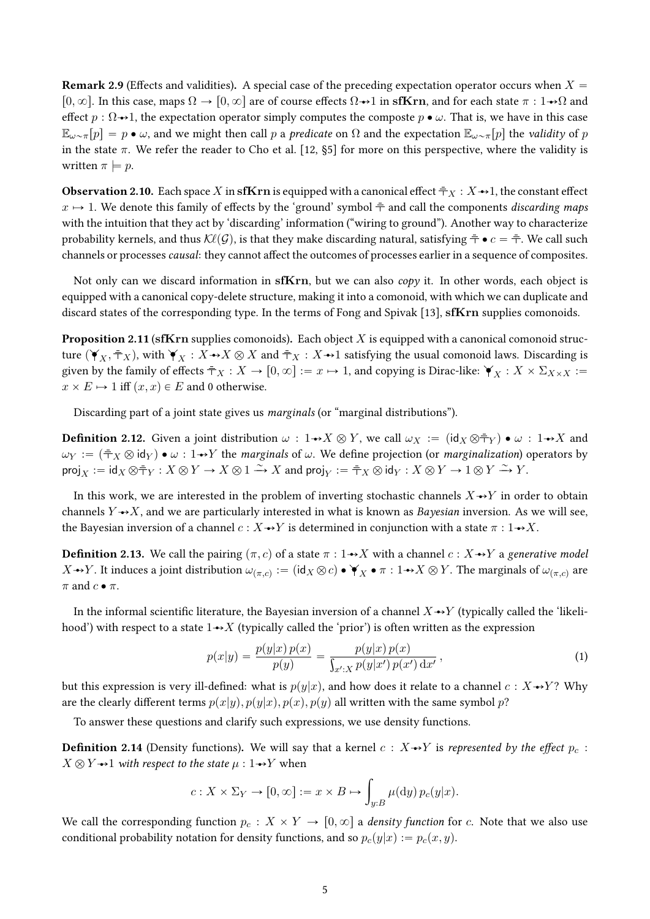**Remark 2.9** (Effects and validities)**.** A special case of the preceding expectation operator occurs when $X = [0, \infty]$. In this case, maps $\Omega \to [0, \infty]$ are of course effects $\Omega \twoheadrightarrow 1$ in **sfKrn**, and for each state $\pi : 1 \twoheadrightarrow \Omega$ and effect $p : \Omega \twoheadrightarrow 1$, the expectation operator simply computes the composte $p \bullet \omega$. That is, we have in this case $\mathbb{E}_{\omega \sim \pi}[p] = p \bullet \omega$, and we might then call $p$ a *predicate* on $\Omega$ and the expectation $\mathbb{E}_{\omega \sim \pi}[p]$ the *validity* of $p$ in the state $\pi$. We refer the reader to Cho et al. [12, §5] for more on this perspective, where the validity is written $\pi \models p$.

**Observation 2.10.** Each space $X$ in **sfKrn** is equipped with a canonical effect $\top_X : X \twoheadrightarrow 1$, the constant effect $x \mapsto 1$. We denote this family of effects by the 'ground' symbol $\top$ and call the components *discarding maps* with the intuition that they act by 'discarding' information ("wiring to ground"). Another way to characterize probability kernels, and thus $\mathcal{K}\ell(\mathcal{G})$, is that they make discarding natural, satisfying $\top \bullet c = \top$. We call such channels or processes *causal*: they cannot affect the outcomes of processes earlier in a sequence of composites.

Not only can we discard information in **sfKrn**, but we can also *copy* it. In other words, each object is equipped with a canonical copy-delete structure, making it into a comonoid, with which we can duplicate and discard states of the corresponding type. In the terms of Fong and Spivak [13], **sfKrn** supplies comonoids.

**Proposition 2.11** (**sfKrn** supplies comonoids)**.** Each object $X$ is equipped with a canonical comonoid structure $(\curlyvee_X, \top_X)$, with $\curlyvee_X : X \twoheadrightarrow X \otimes X$ and $\top_X : X \twoheadrightarrow 1$ satisfying the usual comonoid laws. Discarding is given by the family of effects $\top_X : X \to [0, \infty] := x \mapsto 1$, and copying is Dirac-like: $\curlyvee_X : X \times \Sigma_{X \times X} := x \times E \mapsto 1$ iff $(x, x) \in E$ and 0 otherwise.

Discarding part of a joint state gives us *marginals* (or "marginal distributions").

**Definition 2.12.** Given a joint distribution $\omega : 1 \twoheadrightarrow X \otimes Y$, we call $\omega_X := (\mathsf{id}_X \otimes \top_Y) \bullet \omega : 1 \twoheadrightarrow X$ and $\omega_Y := (\top_X \otimes \mathsf{id}_Y) \bullet \omega : 1 \twoheadrightarrow Y$ the *marginals* of $\omega$. We define projection (or *marginalization*) operators by $\mathsf{proj}_X := \mathsf{id}_X \otimes \top_Y : X \otimes Y \to X \otimes 1 \xrightarrow{\sim} X$ and $\mathsf{proj}_Y := \top_X \otimes \mathsf{id}_Y : X \otimes Y \to 1 \otimes Y \xrightarrow{\sim} Y$.

In this work, we are interested in the problem of inverting stochastic channels $X \twoheadrightarrow Y$ in order to obtain channels $Y \twoheadrightarrow X$, and we are particularly interested in what is known as *Bayesian* inversion. As we will see, the Bayesian inversion of a channel $c : X \twoheadrightarrow Y$ is determined in conjunction with a state $\pi : 1 \twoheadrightarrow X$.

**Definition 2.13.** We call the pairing $(\pi, c)$ of a state $\pi : 1 \twoheadrightarrow X$ with a channel $c : X \twoheadrightarrow Y$ a *generative model* $X \twoheadrightarrow Y$. It induces a joint distribution $\omega_{(\pi,c)} := (\mathsf{id}_X \otimes c) \bullet \curlyvee_X \bullet \pi : 1 \twoheadrightarrow X \otimes Y$. The marginals of $\omega_{(\pi,c)}$ are $\pi$ and $c \bullet \pi$.

In the informal scientific literature, the Bayesian inversion of a channel $X \twoheadrightarrow Y$ (typically called the 'likelihood') with respect to a state $1 \twoheadrightarrow X$ (typically called the 'prior') is often written as the expression

$$p(x|y) = \frac{p(y|x)\,p(x)}{p(y)} = \frac{p(y|x)\,p(x)}{\int_{x':X} p(y|x')\,p(x')\,\mathrm{d}x'}\,, \tag{1}$$

but this expression is very ill-defined: what is $p(y|x)$, and how does it relate to a channel $c : X \twoheadrightarrow Y$? Why are the clearly different terms $p(x|y), p(y|x), p(x), p(y)$ all written with the same symbol $p$?

To answer these questions and clarify such expressions, we use density functions.

**Definition 2.14** (Density functions)**.** We will say that a kernel $c : X \twoheadrightarrow Y$ is *represented by the effect* $p_c : X \otimes Y \twoheadrightarrow 1$ *with respect to the state* $\mu : 1 \twoheadrightarrow Y$ when

$$c : X \times \Sigma_Y \to [0, \infty] := x \times B \mapsto \int_{y:B} \mu(\mathrm{d}y)\, p_c(y|x).$$

We call the corresponding function $p_c : X \times Y \to [0, \infty]$ a *density function* for $c$. Note that we also use conditional probability notation for density functions, and so $p_c(y|x) := p_c(x, y)$.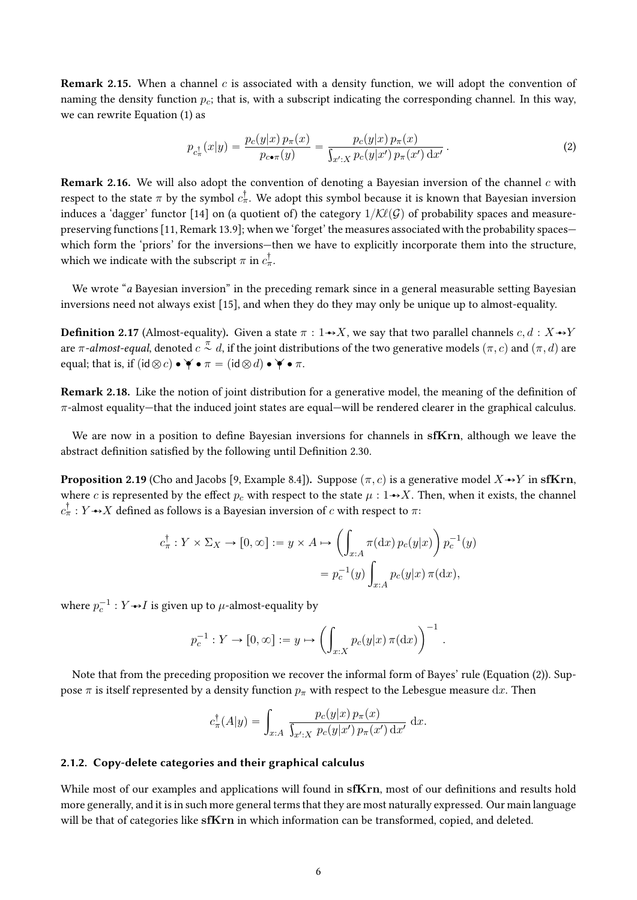**Remark 2.15.** When a channel $c$ is associated with a density function, we will adopt the convention of naming the density function $p_c$; that is, with a subscript indicating the corresponding channel. In this way, we can rewrite Equation (1) as

$$p_{c^\dagger_\pi}(x|y) = \frac{p_c(y|x)\, p_\pi(x)}{p_{c\bullet\pi}(y)} = \frac{p_c(y|x)\, p_\pi(x)}{\int_{x':X} p_c(y|x')\, p_\pi(x')\, \mathrm{d}x'} \,. \tag{2}$$

**Remark 2.16.** We will also adopt the convention of denoting a Bayesian inversion of the channel $c$ with respect to the state $\pi$ by the symbol $c^\dagger_\pi$. We adopt this symbol because it is known that Bayesian inversion induces a 'dagger' functor [14] on (a quotient of) the category $1/\mathcal{K}\ell(\mathcal{G})$ of probability spaces and measure-preserving functions [11, Remark 13.9]; when we 'forget' the measures associated with the probability spaces—which form the 'priors' for the inversions—then we have to explicitly incorporate them into the structure, which we indicate with the subscript $\pi$ in $c^\dagger_\pi$.

We wrote "*a* Bayesian inversion" in the preceding remark since in a general measurable setting Bayesian inversions need not always exist [15], and when they do they may only be unique up to almost-equality.

**Definition 2.17** (Almost-equality)**.** Given a state $\pi : 1 \mathrel{\bullet\!\!\to} X$, we say that two parallel channels $c, d : X \mathrel{\bullet\!\!\to} Y$ are *$\pi$-almost-equal*, denoted $c \overset{\pi}{\sim} d$, if the joint distributions of the two generative models $(\pi, c)$ and $(\pi, d)$ are equal; that is, if $(\mathsf{id} \otimes c) \bullet \curlyvee \bullet \pi = (\mathsf{id} \otimes d) \bullet \curlyvee \bullet \pi$.

**Remark 2.18.** Like the notion of joint distribution for a generative model, the meaning of the definition of $\pi$-almost equality—that the induced joint states are equal—will be rendered clearer in the graphical calculus.

We are now in a position to define Bayesian inversions for channels in $\mathbf{sfKrn}$, although we leave the abstract definition satisfied by the following until Definition 2.30.

**Proposition 2.19** (Cho and Jacobs [9, Example 8.4])**.** Suppose $(\pi, c)$ is a generative model $X \mathrel{\bullet\!\!\to} Y$ in $\mathbf{sfKrn}$, where $c$ is represented by the effect $p_c$ with respect to the state $\mu : 1 \mathrel{\bullet\!\!\to} X$. Then, when it exists, the channel $c^\dagger_\pi : Y \mathrel{\bullet\!\!\to} X$ defined as follows is a Bayesian inversion of $c$ with respect to $\pi$:

$$\begin{aligned}
c^\dagger_\pi : Y \times \Sigma_X \to [0, \infty] := y \times A \mapsto & \left( \int_{x:A} \pi(\mathrm{d}x)\, p_c(y|x) \right) p_c^{-1}(y) \\
&= p_c^{-1}(y) \int_{x:A} p_c(y|x)\, \pi(\mathrm{d}x),
\end{aligned}$$

where $p_c^{-1} : Y \mathrel{\bullet\!\!\to} I$ is given up to $\mu$-almost-equality by

$$p_c^{-1} : Y \to [0, \infty] := y \mapsto \left( \int_{x:X} p_c(y|x)\, \pi(\mathrm{d}x) \right)^{-1} .$$

Note that from the preceding proposition we recover the informal form of Bayes' rule (Equation (2)). Suppose $\pi$ is itself represented by a density function $p_\pi$ with respect to the Lebesgue measure $\mathrm{d}x$. Then

$$c^\dagger_\pi(A|y) = \int_{x:A} \frac{p_c(y|x)\, p_\pi(x)}{\int_{x':X} p_c(y|x')\, p_\pi(x')\, \mathrm{d}x'} \, \mathrm{d}x.$$

#### 2.1.2. Copy-delete categories and their graphical calculus

While most of our examples and applications will found in $\mathbf{sfKrn}$, most of our definitions and results hold more generally, and it is in such more general terms that they are most naturally expressed. Our main language will be that of categories like $\mathbf{sfKrn}$ in which information can be transformed, copied, and deleted.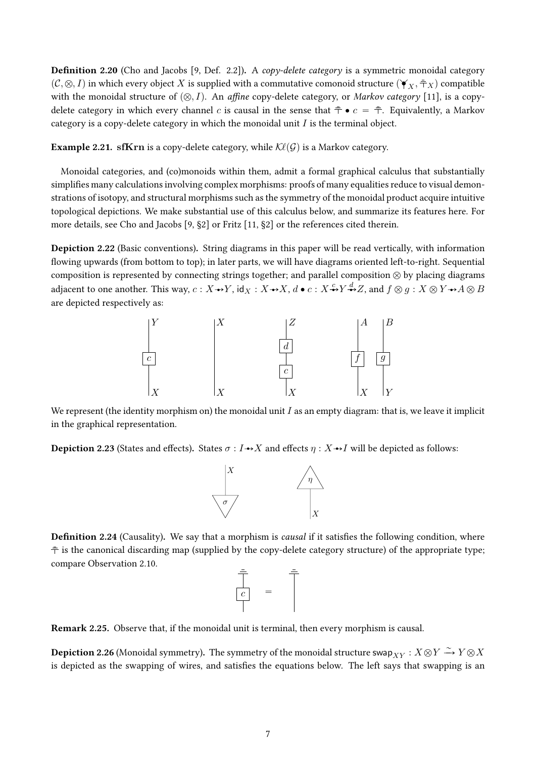**Definition 2.20** (Cho and Jacobs [9, Def. 2.2]). A *copy-delete category* is a symmetric monoidal category $(\mathcal{C}, \otimes, I)$ in which every object $X$ is supplied with a commutative comonoid structure $(\blacktriangledown_X, \bar{\top}_X)$ compatible with the monoidal structure of $(\otimes, I)$. An *affine* copy-delete category, or *Markov category* [11], is a copy-delete category in which every channel $c$ is causal in the sense that $\bar{\top} \bullet c = \bar{\top}$. Equivalently, a Markov category is a copy-delete category in which the monoidal unit $I$ is the terminal object.

**Example 2.21.** **sfKrn** is a copy-delete category, while $\mathcal{K}\ell(\mathcal{G})$ is a Markov category.

Monoidal categories, and (co)monoids within them, admit a formal graphical calculus that substantially simplifies many calculations involving complex morphisms: proofs of many equalities reduce to visual demonstrations of isotopy, and structural morphisms such as the symmetry of the monoidal product acquire intuitive topological depictions. We make substantial use of this calculus below, and summarize its features here. For more details, see Cho and Jacobs [9, §2] or Fritz [11, §2] or the references cited therein.

**Depiction 2.22** (Basic conventions). String diagrams in this paper will be read vertically, with information flowing upwards (from bottom to top); in later parts, we will have diagrams oriented left-to-right. Sequential composition is represented by connecting strings together; and parallel composition $\otimes$ by placing diagrams adjacent to one another. This way, $c : X \twoheadrightarrow Y$, $\mathsf{id}_X : X \twoheadrightarrow X$, $d \bullet c : X \overset{c}{\twoheadrightarrow} Y \overset{d}{\twoheadrightarrow} Z$, and $f \otimes g : X \otimes Y \twoheadrightarrow A \otimes B$ are depicted respectively as:

We represent (the identity morphism on) the monoidal unit $I$ as an empty diagram: that is, we leave it implicit in the graphical representation.

**Depiction 2.23** (States and effects). States $\sigma : I \twoheadrightarrow X$ and effects $\eta : X \twoheadrightarrow I$ will be depicted as follows:

**Definition 2.24** (Causality). We say that a morphism is *causal* if it satisfies the following condition, where $\bar{\top}$ is the canonical discarding map (supplied by the copy-delete category structure) of the appropriate type; compare Observation 2.10.

**Remark 2.25.** Observe that, if the monoidal unit is terminal, then every morphism is causal.

**Depiction 2.26** (Monoidal symmetry). The symmetry of the monoidal structure $\mathsf{swap}_{XY} : X \otimes Y \xrightarrow{\sim} Y \otimes X$ is depicted as the swapping of wires, and satisfies the equations below. The left says that swapping is an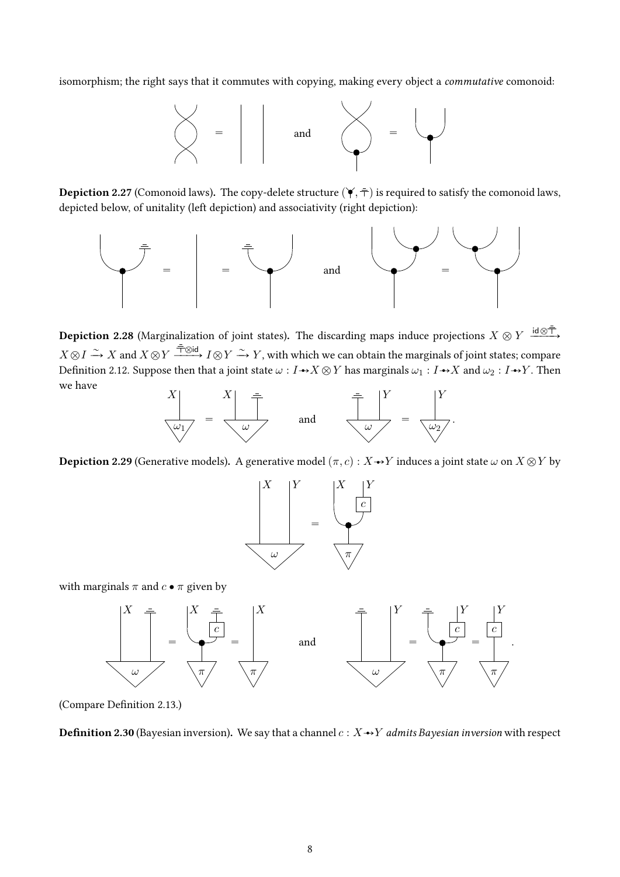isomorphism; the right says that it commutes with copying, making every object a *commutative* comonoid:

**Depiction 2.27** (Comonoid laws)**.** The copy-delete structure ($\blacktriangledown, \top$) is required to satisfy the comonoid laws, depicted below, of unitality (left depiction) and associativity (right depiction):

**Depiction 2.28** (Marginalization of joint states)**.** The discarding maps induce projections $X \otimes Y \xrightarrow{\mathsf{id} \otimes \top} X \otimes I \xrightarrow{\sim} X$ and $X \otimes Y \xrightarrow{\top \otimes \mathsf{id}} I \otimes Y \xrightarrow{\sim} Y$, with which we can obtain the marginals of joint states; compare Definition 2.12. Suppose then that a joint state $\omega : I \to\!\!\!\!\!\bullet\; X \otimes Y$ has marginals $\omega_1 : I \to\!\!\!\!\!\bullet\; X$ and $\omega_2 : I \to\!\!\!\!\!\bullet\; Y$. Then we have

**Depiction 2.29** (Generative models)**.** A generative model $(\pi, c) : X \to\!\!\!\!\!\bullet\; Y$ induces a joint state $\omega$ on $X \otimes Y$ by

with marginals $\pi$ and $c \bullet \pi$ given by

(Compare Definition 2.13.)

**Definition 2.30** (Bayesian inversion)**.** We say that a channel $c : X \to\!\!\!\!\!\bullet\; Y$ *admits Bayesian inversion* with respect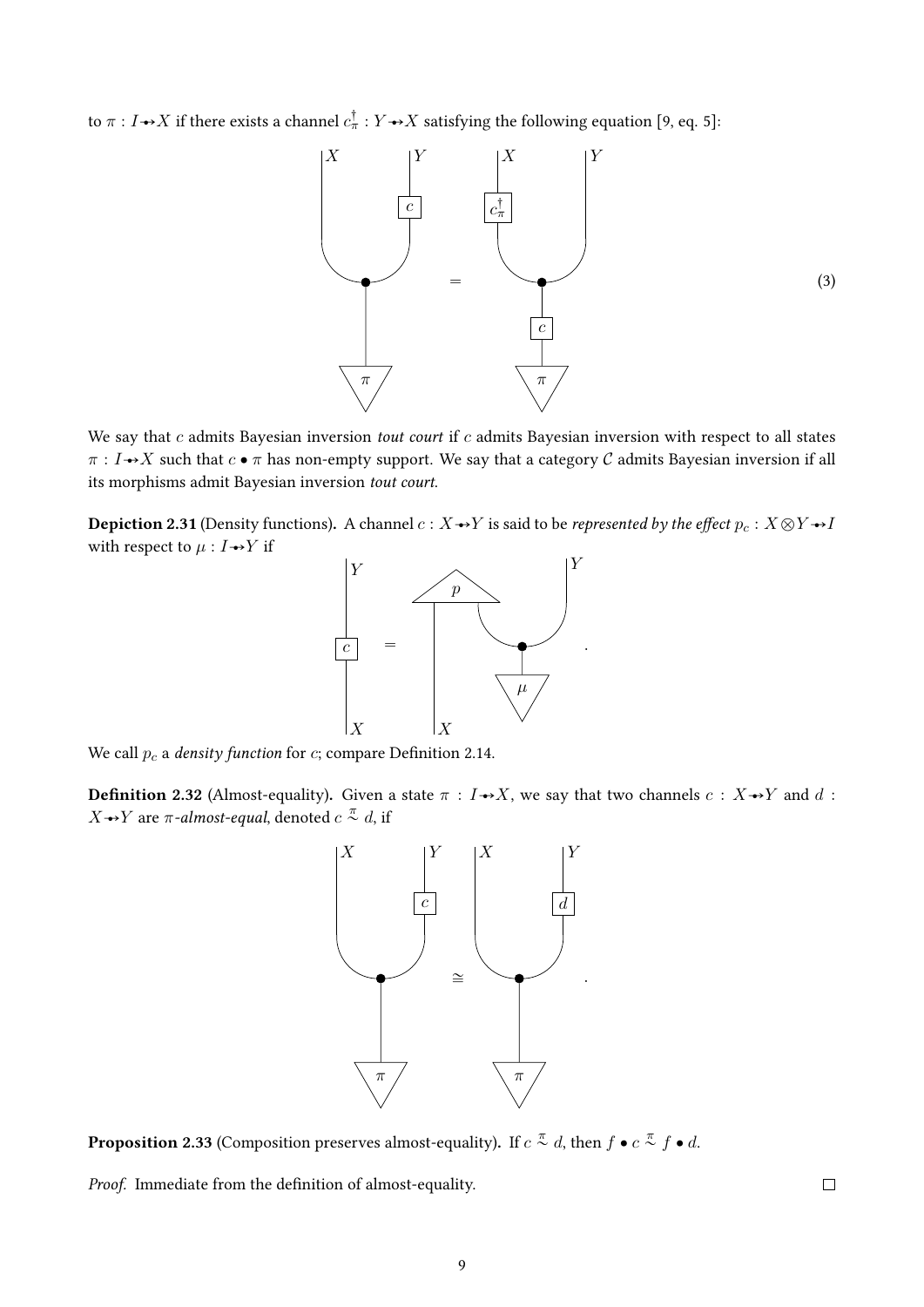to $\pi : I \twoheadrightarrow X$ if there exists a channel $c^\dagger_\pi : Y \twoheadrightarrow X$ satisfying the following equation [9, eq. 5]:

$$(3)$$

We say that $c$ admits Bayesian inversion *tout court* if $c$ admits Bayesian inversion with respect to all states $\pi : I \twoheadrightarrow X$ such that $c \bullet \pi$ has non-empty support. We say that a category $\mathcal{C}$ admits Bayesian inversion if all its morphisms admit Bayesian inversion *tout court*.

**Depiction 2.31** (Density functions)**.** A channel $c : X \twoheadrightarrow Y$ is said to be *represented by the effect* $p_c : X \otimes Y \twoheadrightarrow I$ with respect to $\mu : I \twoheadrightarrow Y$ if

We call $p_c$ a *density function* for $c$; compare Definition 2.14.

**Definition 2.32** (Almost-equality)**.** Given a state $\pi : I \twoheadrightarrow X$, we say that two channels $c : X \twoheadrightarrow Y$ and $d : X \twoheadrightarrow Y$ are $\pi$*-almost-equal*, denoted $c \overset{\pi}{\sim} d$, if

**Proposition 2.33** (Composition preserves almost-equality)**.** If $c \overset{\pi}{\sim} d$, then $f \bullet c \overset{\pi}{\sim} f \bullet d$.

*Proof.* Immediate from the definition of almost-equality. □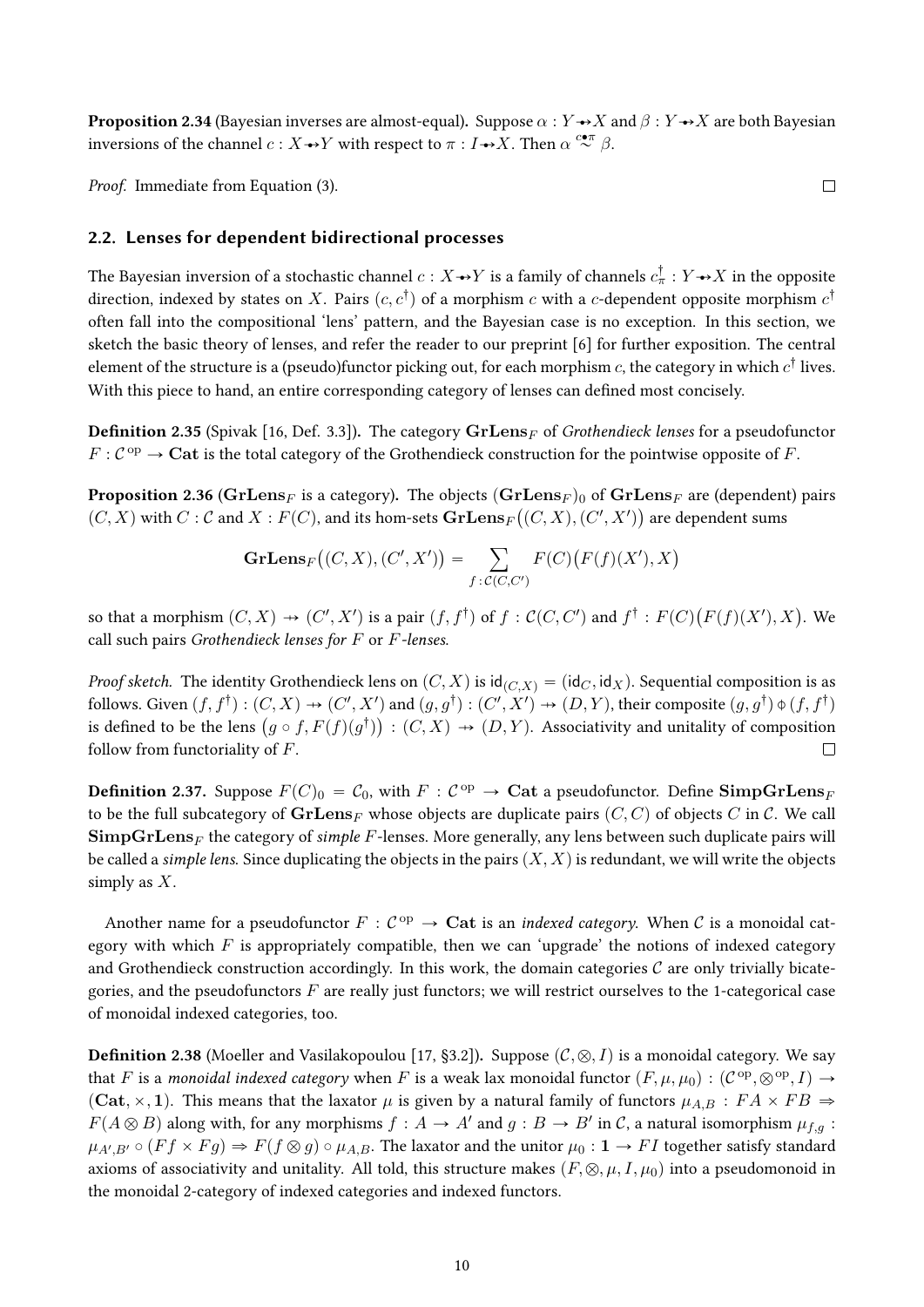**Proposition 2.34** (Bayesian inverses are almost-equal)**.** Suppose $\alpha : Y \to\!\!\!\!\!\bullet\, X$ and $\beta : Y \to\!\!\!\!\!\bullet\, X$ are both Bayesian inversions of the channel $c : X \to\!\!\!\!\!\bullet\, Y$ with respect to $\pi : I \to\!\!\!\!\!\bullet\, X$. Then $\alpha \overset{c \bullet \pi}{\sim} \beta$.

*Proof.* Immediate from Equation (3). □

## 2.2. Lenses for dependent bidirectional processes

The Bayesian inversion of a stochastic channel $c : X \to\!\!\!\!\!\bullet\, Y$ is a family of channels $c^\dagger_\pi : Y \to\!\!\!\!\!\bullet\, X$ in the opposite direction, indexed by states on $X$. Pairs $(c, c^\dagger)$ of a morphism $c$ with a $c$-dependent opposite morphism $c^\dagger$ often fall into the compositional 'lens' pattern, and the Bayesian case is no exception. In this section, we sketch the basic theory of lenses, and refer the reader to our preprint [6] for further exposition. The central element of the structure is a (pseudo)functor picking out, for each morphism $c$, the category in which $c^\dagger$ lives. With this piece to hand, an entire corresponding category of lenses can defined most concisely.

**Definition 2.35** (Spivak [16, Def. 3.3])**.** The category $\mathbf{GrLens}_F$ of *Grothendieck lenses* for a pseudofunctor $F : \mathcal{C}^{\,\mathrm{op}} \to \mathbf{Cat}$ is the total category of the Grothendieck construction for the pointwise opposite of $F$.

**Proposition 2.36** ($\mathbf{GrLens}_F$ is a category)**.** The objects $(\mathbf{GrLens}_F)_0$ of $\mathbf{GrLens}_F$ are (dependent) pairs $(C, X)$ with $C : \mathcal{C}$ and $X : F(C)$, and its hom-sets $\mathbf{GrLens}_F\big((C, X), (C', X')\big)$ are dependent sums

$$\mathbf{GrLens}_F\big((C, X), (C', X')\big) = \sum_{f \,:\, \mathcal{C}(C, C')} F(C)\big(F(f)(X'), X\big)$$

so that a morphism $(C, X) \nrightarrow (C', X')$ is a pair $(f, f^\dagger)$ of $f : \mathcal{C}(C, C')$ and $f^\dagger : F(C)\big(F(f)(X'), X\big)$. We call such pairs *Grothendieck lenses for $F$* or *$F$-lenses*.

*Proof sketch.* The identity Grothendieck lens on $(C, X)$ is $\mathsf{id}_{(C,X)} = (\mathsf{id}_C, \mathsf{id}_X)$. Sequential composition is as follows. Given $(f, f^\dagger) : (C, X) \nrightarrow (C', X')$ and $(g, g^\dagger) : (C', X') \nrightarrow (D, Y)$, their composite $(g, g^\dagger) \,\mathbin{⦂}\, (f, f^\dagger)$ is defined to be the lens $\big(g \circ f, F(f)(g^\dagger)\big) : (C, X) \nrightarrow (D, Y)$. Associativity and unitality of composition follow from functoriality of $F$. □

**Definition 2.37.** Suppose $F(C)_0 = \mathcal{C}_0$, with $F : \mathcal{C}^{\,\mathrm{op}} \to \mathbf{Cat}$ a pseudofunctor. Define $\mathbf{SimpGrLens}_F$ to be the full subcategory of $\mathbf{GrLens}_F$ whose objects are duplicate pairs $(C, C)$ of objects $C$ in $\mathcal{C}$. We call $\mathbf{SimpGrLens}_F$ the category of *simple* $F$-lenses. More generally, any lens between such duplicate pairs will be called a *simple lens*. Since duplicating the objects in the pairs $(X, X)$ is redundant, we will write the objects simply as $X$.

Another name for a pseudofunctor $F : \mathcal{C}^{\,\mathrm{op}} \to \mathbf{Cat}$ is an *indexed category*. When $\mathcal{C}$ is a monoidal category with which $F$ is appropriately compatible, then we can 'upgrade' the notions of indexed category and Grothendieck construction accordingly. In this work, the domain categories $\mathcal{C}$ are only trivially bicategories, and the pseudofunctors $F$ are really just functors; we will restrict ourselves to the 1-categorical case of monoidal indexed categories, too.

**Definition 2.38** (Moeller and Vasilakopoulou [17, §3.2])**.** Suppose $(\mathcal{C}, \otimes, I)$ is a monoidal category. We say that $F$ is a *monoidal indexed category* when $F$ is a weak lax monoidal functor $(F, \mu, \mu_0) : (\mathcal{C}^{\,\mathrm{op}}, \otimes^{\mathrm{op}}, I) \to (\mathbf{Cat}, \times, \mathbf{1})$. This means that the laxator $\mu$ is given by a natural family of functors $\mu_{A,B} : FA \times FB \Rightarrow F(A \otimes B)$ along with, for any morphisms $f : A \to A'$ and $g : B \to B'$ in $\mathcal{C}$, a natural isomorphism $\mu_{f,g} : \mu_{A',B'} \circ (Ff \times Fg) \Rightarrow F(f \otimes g) \circ \mu_{A,B}$. The laxator and the unitor $\mu_0 : \mathbf{1} \to FI$ together satisfy standard axioms of associativity and unitality. All told, this structure makes $(F, \otimes, \mu, I, \mu_0)$ into a pseudomonoid in the monoidal 2-category of indexed categories and indexed functors.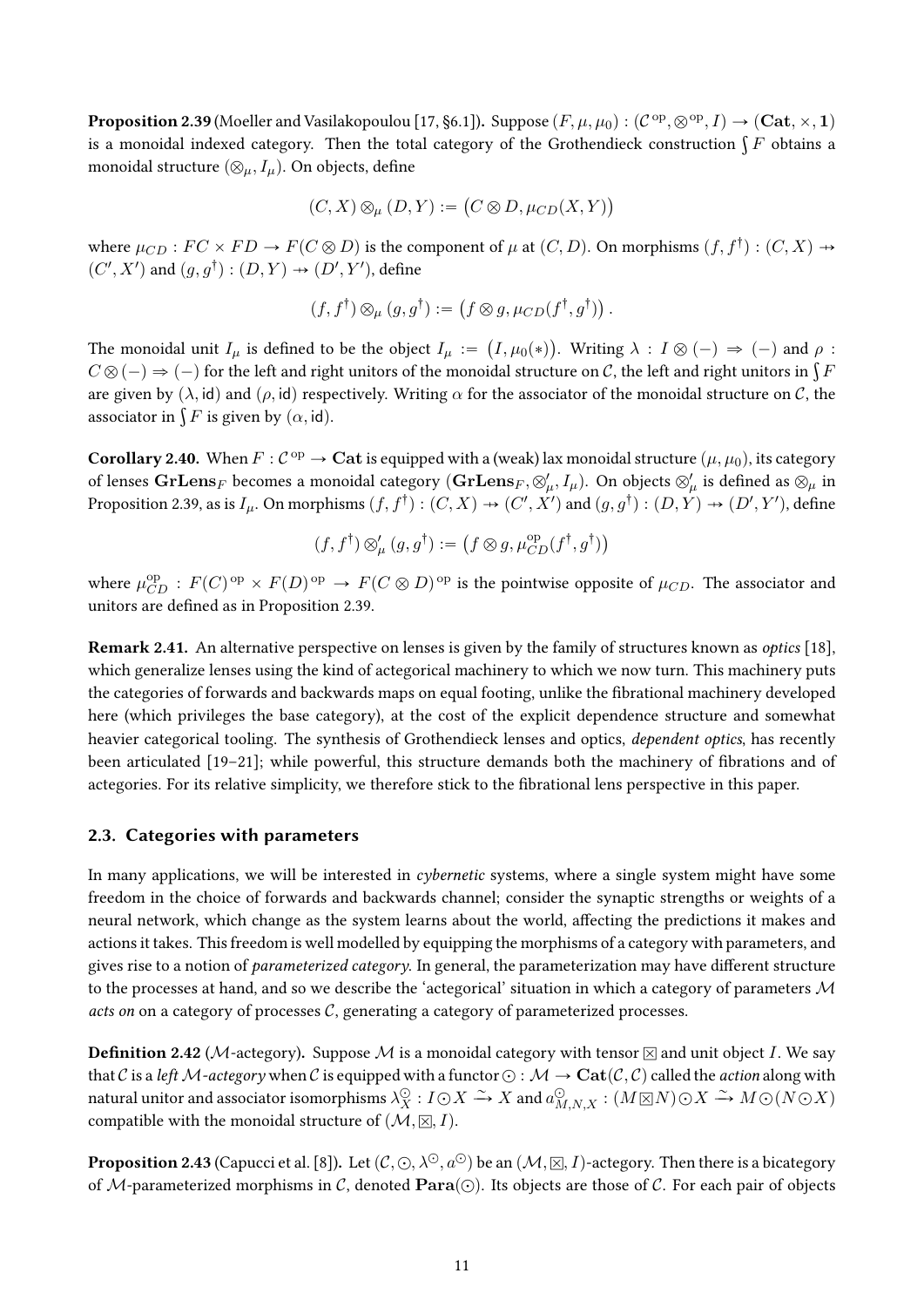**Proposition 2.39** (Moeller and Vasilakopoulou [17, §6.1])**.** Suppose $(F, \mu, \mu_0) : (\mathcal{C}^{\,\mathrm{op}}, \otimes^{\mathrm{op}}, I) \to (\mathbf{Cat}, \times, \mathbf{1})$ is a monoidal indexed category. Then the total category of the Grothendieck construction $\int F$ obtains a monoidal structure $(\otimes_\mu, I_\mu)$. On objects, define

$$(C, X) \otimes_\mu (D, Y) := \big(C \otimes D, \mu_{CD}(X, Y)\big)$$

where $\mu_{CD} : FC \times FD \to F(C \otimes D)$ is the component of $\mu$ at $(C, D)$. On morphisms $(f, f^\dagger) : (C, X) \to\!\!\!\!\to (C', X')$ and $(g, g^\dagger) : (D, Y) \to\!\!\!\!\to (D', Y')$, define

$$(f, f^\dagger) \otimes_\mu (g, g^\dagger) := \big(f \otimes g, \mu_{CD}(f^\dagger, g^\dagger)\big)\,.$$

The monoidal unit $I_\mu$ is defined to be the object $I_\mu := \big(I, \mu_0(*)\big)$. Writing $\lambda : I \otimes (-) \Rightarrow (-)$ and $\rho : C \otimes (-) \Rightarrow (-)$ for the left and right unitors of the monoidal structure on $\mathcal{C}$, the left and right unitors in $\int F$ are given by $(\lambda, \mathsf{id})$ and $(\rho, \mathsf{id})$ respectively. Writing $\alpha$ for the associator of the monoidal structure on $\mathcal{C}$, the associator in $\int F$ is given by $(\alpha, \mathsf{id})$.

**Corollary 2.40.** When $F : \mathcal{C}^{\,\mathrm{op}} \to \mathbf{Cat}$ is equipped with a (weak) lax monoidal structure $(\mu, \mu_0)$, its category of lenses $\mathbf{GrLens}_F$ becomes a monoidal category $(\mathbf{GrLens}_F, \otimes'_\mu, I_\mu)$. On objects $\otimes'_\mu$ is defined as $\otimes_\mu$ in Proposition 2.39, as is $I_\mu$. On morphisms $(f, f^\dagger) : (C, X) \to\!\!\!\!\to (C', X')$ and $(g, g^\dagger) : (D, Y) \to\!\!\!\!\to (D', Y')$, define

$$(f, f^\dagger) \otimes'_\mu (g, g^\dagger) := \big(f \otimes g, \mu^{\mathrm{op}}_{CD}(f^\dagger, g^\dagger)\big)$$

where $\mu^{\mathrm{op}}_{CD} : F(C)^{\,\mathrm{op}} \times F(D)^{\,\mathrm{op}} \to F(C \otimes D)^{\,\mathrm{op}}$ is the pointwise opposite of $\mu_{CD}$. The associator and unitors are defined as in Proposition 2.39.

**Remark 2.41.** An alternative perspective on lenses is given by the family of structures known as *optics* [18], which generalize lenses using the kind of actegorical machinery to which we now turn. This machinery puts the categories of forwards and backwards maps on equal footing, unlike the fibrational machinery developed here (which privileges the base category), at the cost of the explicit dependence structure and somewhat heavier categorical tooling. The synthesis of Grothendieck lenses and optics, *dependent optics*, has recently been articulated [19–21]; while powerful, this structure demands both the machinery of fibrations and of actegories. For its relative simplicity, we therefore stick to the fibrational lens perspective in this paper.

## 2.3. Categories with parameters

In many applications, we will be interested in *cybernetic* systems, where a single system might have some freedom in the choice of forwards and backwards channel; consider the synaptic strengths or weights of a neural network, which change as the system learns about the world, affecting the predictions it makes and actions it takes. This freedom is well modelled by equipping the morphisms of a category with parameters, and gives rise to a notion of *parameterized category*. In general, the parameterization may have different structure to the processes at hand, and so we describe the 'actegorical' situation in which a category of parameters $\mathcal{M}$ *acts on* on a category of processes $\mathcal{C}$, generating a category of parameterized processes.

**Definition 2.42** ($\mathcal{M}$-actegory)**.** Suppose $\mathcal{M}$ is a monoidal category with tensor $\boxtimes$ and unit object $I$. We say that $\mathcal{C}$ is a *left $\mathcal{M}$-actegory* when $\mathcal{C}$ is equipped with a functor $\odot : \mathcal{M} \to \mathbf{Cat}(\mathcal{C}, \mathcal{C})$ called the *action* along with natural unitor and associator isomorphisms $\lambda^{\odot}_X : I \odot X \xrightarrow{\sim} X$ and $a^{\odot}_{M,N,X} : (M \boxtimes N) \odot X \xrightarrow{\sim} M \odot (N \odot X)$ compatible with the monoidal structure of $(\mathcal{M}, \boxtimes, I)$.

**Proposition 2.43** (Capucci et al. [8])**.** Let $(\mathcal{C}, \odot, \lambda^{\odot}, a^{\odot})$ be an $(\mathcal{M}, \boxtimes, I)$-actegory. Then there is a bicategory of $\mathcal{M}$-parameterized morphisms in $\mathcal{C}$, denoted $\mathbf{Para}(\odot)$. Its objects are those of $\mathcal{C}$. For each pair of objects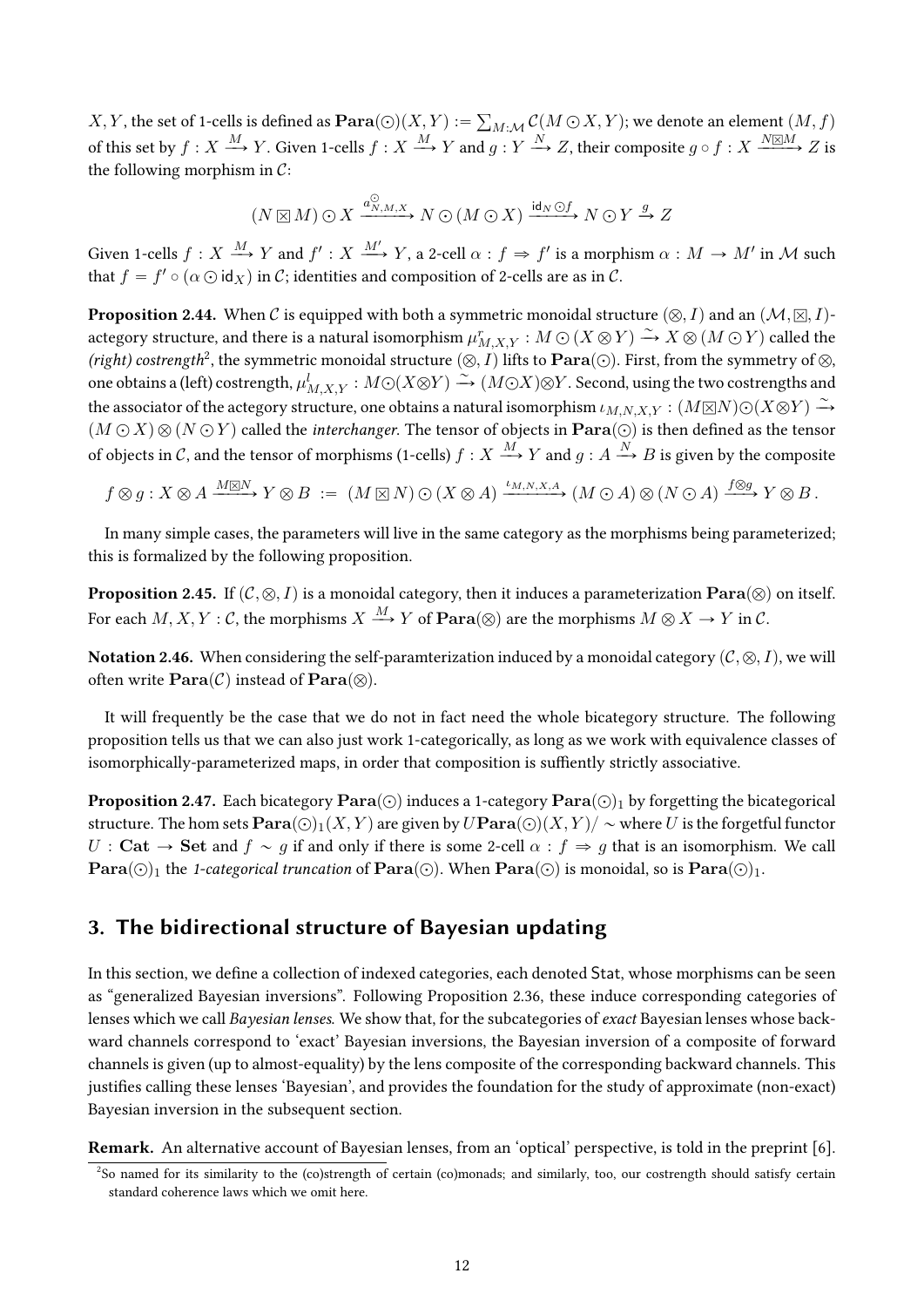$X, Y$, the set of 1-cells is defined as $\mathbf{Para}(\odot)(X, Y) := \sum_{M:\mathcal{M}} \mathcal{C}(M \odot X, Y)$; we denote an element $(M, f)$ of this set by $f : X \xrightarrow{M} Y$. Given 1-cells $f : X \xrightarrow{M} Y$ and $g : Y \xrightarrow{N} Z$, their composite $g \circ f : X \xrightarrow{N \boxtimes M} Z$ is the following morphism in $\mathcal{C}$:

$$(N \boxtimes M) \odot X \xrightarrow{a^{\odot}_{N,M,X}} N \odot (M \odot X) \xrightarrow{\mathsf{id}_N \odot f} N \odot Y \xrightarrow{g} Z$$

Given 1-cells $f : X \xrightarrow{M} Y$ and $f' : X \xrightarrow{M'} Y$, a 2-cell $\alpha : f \Rightarrow f'$ is a morphism $\alpha : M \to M'$ in $\mathcal{M}$ such that $f = f' \circ (\alpha \odot \mathsf{id}_X)$ in $\mathcal{C}$; identities and composition of 2-cells are as in $\mathcal{C}$.

**Proposition 2.44.** When $\mathcal{C}$ is equipped with both a symmetric monoidal structure $(\otimes, I)$ and an $(\mathcal{M}, \boxtimes, I)$-actegory structure, and there is a natural isomorphism $\mu^r_{M,X,Y} : M \odot (X \otimes Y) \xrightarrow{\sim} X \otimes (M \odot Y)$ called the *(right) costrength*[2], the symmetric monoidal structure $(\otimes, I)$ lifts to $\mathbf{Para}(\odot)$. First, from the symmetry of $\otimes$, one obtains a (left) costrength, $\mu^l_{M,X,Y} : M \odot (X \otimes Y) \xrightarrow{\sim} (M \odot X) \otimes Y$. Second, using the two costrengths and the associator of the actegory structure, one obtains a natural isomorphism $\iota_{M,N,X,Y} : (M \boxtimes N) \odot (X \otimes Y) \xrightarrow{\sim} (M \odot X) \otimes (N \odot Y)$ called the *interchanger*. The tensor of objects in $\mathbf{Para}(\odot)$ is then defined as the tensor of objects in $\mathcal{C}$, and the tensor of morphisms (1-cells) $f : X \xrightarrow{M} Y$ and $g : A \xrightarrow{N} B$ is given by the composite

$$f \otimes g : X \otimes A \xrightarrow{M \boxtimes N} Y \otimes B \;:=\; (M \boxtimes N) \odot (X \otimes A) \xrightarrow{\iota_{M,N,X,A}} (M \odot A) \otimes (N \odot A) \xrightarrow{f \otimes g} Y \otimes B\,.$$

In many simple cases, the parameters will live in the same category as the morphisms being parameterized; this is formalized by the following proposition.

**Proposition 2.45.** If $(\mathcal{C}, \otimes, I)$ is a monoidal category, then it induces a parameterization $\mathbf{Para}(\otimes)$ on itself. For each $M, X, Y : \mathcal{C}$, the morphisms $X \xrightarrow{M} Y$ of $\mathbf{Para}(\otimes)$ are the morphisms $M \otimes X \to Y$ in $\mathcal{C}$.

**Notation 2.46.** When considering the self-paramterization induced by a monoidal category $(\mathcal{C}, \otimes, I)$, we will often write $\mathbf{Para}(\mathcal{C})$ instead of $\mathbf{Para}(\otimes)$.

It will frequently be the case that we do not in fact need the whole bicategory structure. The following proposition tells us that we can also just work 1-categorically, as long as we work with equivalence classes of isomorphically-parameterized maps, in order that composition is suffiently strictly associative.

**Proposition 2.47.** Each bicategory $\mathbf{Para}(\odot)$ induces a 1-category $\mathbf{Para}(\odot)_1$ by forgetting the bicategorical structure. The hom sets $\mathbf{Para}(\odot)_1(X, Y)$ are given by $U\mathbf{Para}(\odot)(X, Y)/\sim$ where $U$ is the forgetful functor $U : \mathbf{Cat} \to \mathbf{Set}$ and $f \sim g$ if and only if there is some 2-cell $\alpha : f \Rightarrow g$ that is an isomorphism. We call $\mathbf{Para}(\odot)_1$ the *1-categorical truncation* of $\mathbf{Para}(\odot)$. When $\mathbf{Para}(\odot)$ is monoidal, so is $\mathbf{Para}(\odot)_1$.

## 3. The bidirectional structure of Bayesian updating

In this section, we define a collection of indexed categories, each denoted $\mathsf{Stat}$, whose morphisms can be seen as "generalized Bayesian inversions". Following Proposition 2.36, these induce corresponding categories of lenses which we call *Bayesian lenses*. We show that, for the subcategories of *exact* Bayesian lenses whose backward channels correspond to 'exact' Bayesian inversions, the Bayesian inversion of a composite of forward channels is given (up to almost-equality) by the lens composite of the corresponding backward channels. This justifies calling these lenses 'Bayesian', and provides the foundation for the study of approximate (non-exact) Bayesian inversion in the subsequent section.

**Remark.** An alternative account of Bayesian lenses, from an 'optical' perspective, is told in the preprint [6].

[2] So named for its similarity to the (co)strength of certain (co)monads; and similarly, too, our costrength should satisfy certain standard coherence laws which we omit here.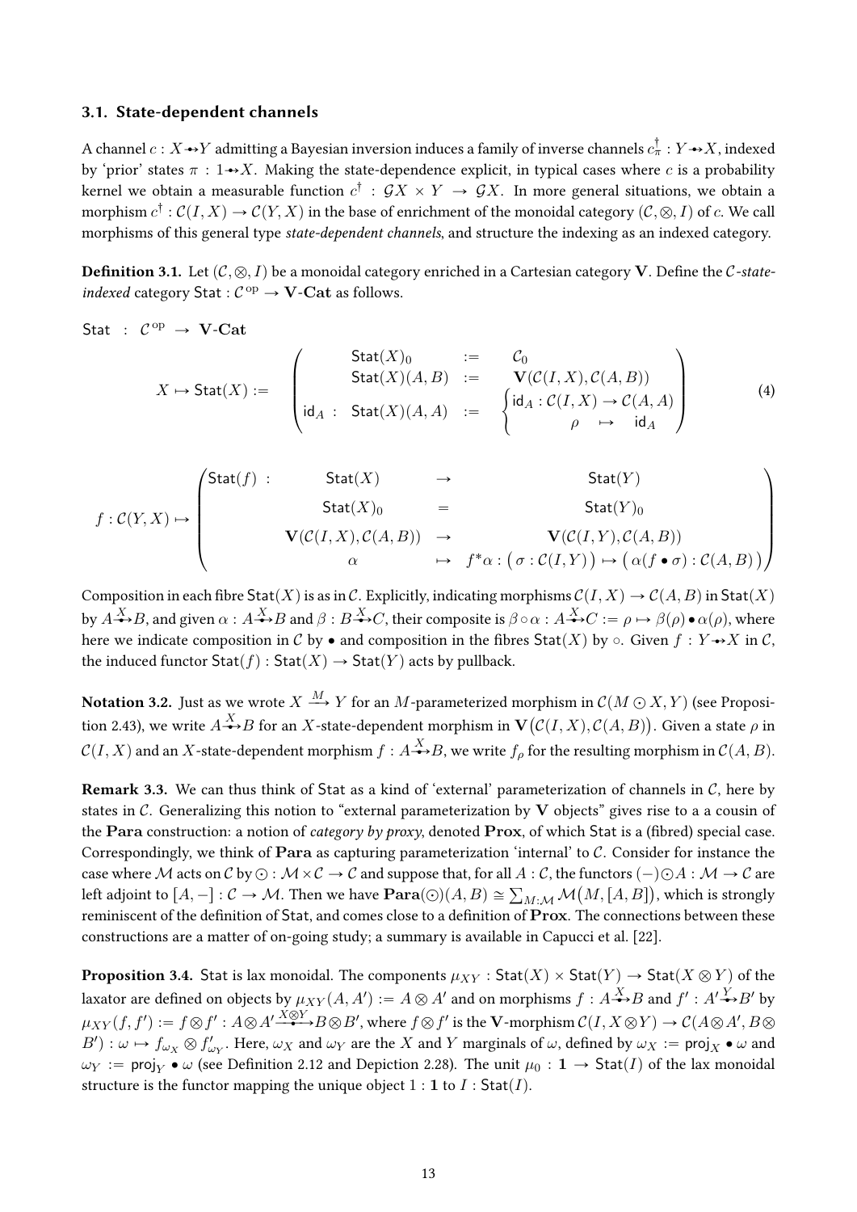### 3.1. State-dependent channels

A channel $c : X \rightsquigarrow Y$ admitting a Bayesian inversion induces a family of inverse channels $c^\dagger_\pi : Y \rightsquigarrow X$, indexed by 'prior' states $\pi : 1 \rightsquigarrow X$. Making the state-dependence explicit, in typical cases where $c$ is a probability kernel we obtain a measurable function $c^\dagger : \mathcal{G}X \times Y \to \mathcal{G}X$. In more general situations, we obtain a morphism $c^\dagger : \mathcal{C}(I, X) \to \mathcal{C}(Y, X)$ in the base of enrichment of the monoidal category $(\mathcal{C}, \otimes, I)$ of $c$. We call morphisms of this general type *state-dependent channels*, and structure the indexing as an indexed category.

**Definition 3.1.** Let $(\mathcal{C}, \otimes, I)$ be a monoidal category enriched in a Cartesian category $\mathbf{V}$. Define the $\mathcal{C}$*-state-indexed* category $\mathsf{Stat} : \mathcal{C}^{\,\mathrm{op}} \to \mathbf{V}\text{-}\mathbf{Cat}$ as follows.

$$\mathsf{Stat} \ : \ \mathcal{C}^{\,\mathrm{op}} \ \to \ \mathbf{V}\text{-}\mathbf{Cat}$$

$$X \mapsto \mathsf{Stat}(X) := \begin{pmatrix} & \mathsf{Stat}(X)_0 & := & \mathcal{C}_0 \\ & \mathsf{Stat}(X)(A,B) & := & \mathbf{V}(\mathcal{C}(I,X), \mathcal{C}(A,B)) \\ \mathsf{id}_A : & \mathsf{Stat}(X)(A,A) & := & \begin{cases} \mathsf{id}_A : \mathcal{C}(I,X) \to \mathcal{C}(A,A) \\ \quad \rho \ \mapsto \ \mathsf{id}_A \end{cases} \end{pmatrix} \tag{4}$$

$$f : \mathcal{C}(Y,X) \mapsto \begin{pmatrix} \mathsf{Stat}(f) : & \mathsf{Stat}(X) & \to & \mathsf{Stat}(Y) \\ & \mathsf{Stat}(X)_0 & = & \mathsf{Stat}(Y)_0 \\ & \mathbf{V}(\mathcal{C}(I,X), \mathcal{C}(A,B)) & \to & \mathbf{V}(\mathcal{C}(I,Y), \mathcal{C}(A,B)) \\ & \alpha & \mapsto & f^*\alpha : \big(\sigma : \mathcal{C}(I,Y)\big) \mapsto \big(\alpha(f \bullet \sigma) : \mathcal{C}(A,B)\big) \end{pmatrix}$$

Composition in each fibre $\mathsf{Stat}(X)$ is as in $\mathcal{C}$. Explicitly, indicating morphisms $\mathcal{C}(I,X) \to \mathcal{C}(A,B)$ in $\mathsf{Stat}(X)$ by $A \overset{X}{\rightsquigarrow} B$, and given $\alpha : A \overset{X}{\rightsquigarrow} B$ and $\beta : B \overset{X}{\rightsquigarrow} C$, their composite is $\beta \circ \alpha : A \overset{X}{\rightsquigarrow} C := \rho \mapsto \beta(\rho) \bullet \alpha(\rho)$, where here we indicate composition in $\mathcal{C}$ by $\bullet$ and composition in the fibres $\mathsf{Stat}(X)$ by $\circ$. Given $f : Y \rightsquigarrow X$ in $\mathcal{C}$, the induced functor $\mathsf{Stat}(f) : \mathsf{Stat}(X) \to \mathsf{Stat}(Y)$ acts by pullback.

**Notation 3.2.** Just as we wrote $X \xrightarrow{M} Y$ for an $M$-parameterized morphism in $\mathcal{C}(M \odot X, Y)$ (see Proposition 2.43), we write $A \overset{X}{\rightsquigarrow} B$ for an $X$-state-dependent morphism in $\mathbf{V}\big(\mathcal{C}(I,X), \mathcal{C}(A,B)\big)$. Given a state $\rho$ in $\mathcal{C}(I,X)$ and an $X$-state-dependent morphism $f : A \overset{X}{\rightsquigarrow} B$, we write $f_\rho$ for the resulting morphism in $\mathcal{C}(A,B)$.

**Remark 3.3.** We can thus think of $\mathsf{Stat}$ as a kind of 'external' parameterization of channels in $\mathcal{C}$, here by states in $\mathcal{C}$. Generalizing this notion to "external parameterization by $\mathbf{V}$ objects" gives rise to a a cousin of the $\mathbf{Para}$ construction: a notion of *category by proxy*, denoted $\mathbf{Prox}$, of which $\mathsf{Stat}$ is a (fibred) special case. Correspondingly, we think of $\mathbf{Para}$ as capturing parameterization 'internal' to $\mathcal{C}$. Consider for instance the case where $\mathcal{M}$ acts on $\mathcal{C}$ by $\odot : \mathcal{M} \times \mathcal{C} \to \mathcal{C}$ and suppose that, for all $A : \mathcal{C}$, the functors $(-) \odot A : \mathcal{M} \to \mathcal{C}$ are left adjoint to $[A, -] : \mathcal{C} \to \mathcal{M}$. Then we have $\mathbf{Para}(\odot)(A,B) \cong \sum_{M:\mathcal{M}} \mathcal{M}\big(M, [A,B]\big)$, which is strongly reminiscent of the definition of $\mathsf{Stat}$, and comes close to a definition of $\mathbf{Prox}$. The connections between these constructions are a matter of on-going study; a summary is available in Capucci et al. [22].

**Proposition 3.4.** $\mathsf{Stat}$ is lax monoidal. The components $\mu_{XY} : \mathsf{Stat}(X) \times \mathsf{Stat}(Y) \to \mathsf{Stat}(X \otimes Y)$ of the laxator are defined on objects by $\mu_{XY}(A, A') := A \otimes A'$ and on morphisms $f : A \overset{X}{\rightsquigarrow} B$ and $f' : A' \overset{Y}{\rightsquigarrow} B'$ by $\mu_{XY}(f, f') := f \otimes f' : A \otimes A' \overset{X \otimes Y}{\rightsquigarrow} B \otimes B'$, where $f \otimes f'$ is the $\mathbf{V}$-morphism $\mathcal{C}(I, X \otimes Y) \to \mathcal{C}(A \otimes A', B \otimes B') : \omega \mapsto f_{\omega_X} \otimes f'_{\omega_Y}$. Here, $\omega_X$ and $\omega_Y$ are the $X$ and $Y$ marginals of $\omega$, defined by $\omega_X := \mathsf{proj}_X \bullet \omega$ and $\omega_Y := \mathsf{proj}_Y \bullet \omega$ (see Definition 2.12 and Depiction 2.28). The unit $\mu_0 : \mathbf{1} \to \mathsf{Stat}(I)$ of the lax monoidal structure is the functor mapping the unique object $1 : \mathbf{1}$ to $I : \mathsf{Stat}(I)$.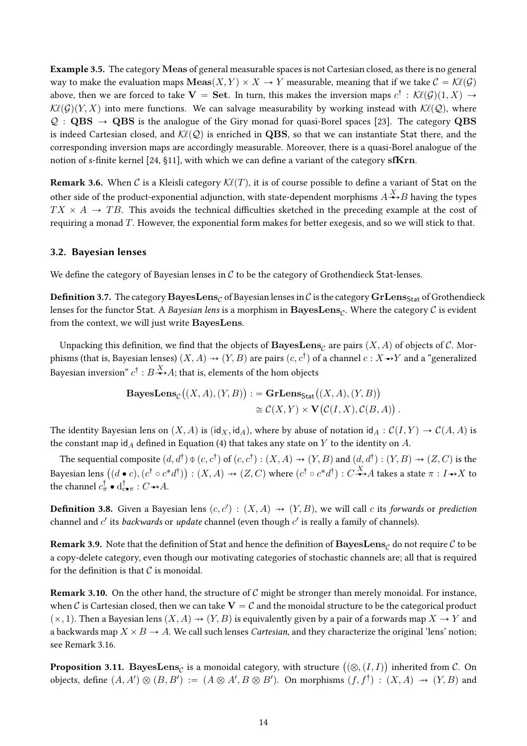**Example 3.5.** The category $\mathbf{Meas}$ of general measurable spaces is not Cartesian closed, as there is no general way to make the evaluation maps $\mathbf{Meas}(X, Y) \times X \to Y$ measurable, meaning that if we take $\mathcal{C} = \mathcal{K}\ell(\mathcal{G})$ above, then we are forced to take $\mathbf{V} = \mathbf{Set}$. In turn, this makes the inversion maps $c^\dagger : \mathcal{K}\ell(\mathcal{G})(1, X) \to \mathcal{K}\ell(\mathcal{G})(Y, X)$ into mere functions. We can salvage measurability by working instead with $\mathcal{K}\ell(\mathcal{Q})$, where $\mathcal{Q} : \mathbf{QBS} \to \mathbf{QBS}$ is the analogue of the Giry monad for quasi-Borel spaces [23]. The category $\mathbf{QBS}$ is indeed Cartesian closed, and $\mathcal{K}\ell(\mathcal{Q})$ is enriched in $\mathbf{QBS}$, so that we can instantiate $\mathsf{Stat}$ there, and the corresponding inversion maps are accordingly measurable. Moreover, there is a quasi-Borel analogue of the notion of s-finite kernel [24, §11], with which we can define a variant of the category $\mathbf{sfKrn}$.

**Remark 3.6.** When $\mathcal{C}$ is a Kleisli category $\mathcal{K}\ell(T)$, it is of course possible to define a variant of $\mathsf{Stat}$ on the other side of the product-exponential adjunction, with state-dependent morphisms $A \xrightarrow{X} B$ having the types $TX \times A \to TB$. This avoids the technical difficulties sketched in the preceding example at the cost of requiring a monad $T$. However, the exponential form makes for better exegesis, and so we will stick to that.

### 3.2. Bayesian lenses

We define the category of Bayesian lenses in $\mathcal{C}$ to be the category of Grothendieck $\mathsf{Stat}$-lenses.

**Definition 3.7.** The category $\mathbf{BayesLens}_\mathcal{C}$ of Bayesian lenses in $\mathcal{C}$ is the category $\mathbf{GrLens}_{\mathsf{Stat}}$ of Grothendieck lenses for the functor $\mathsf{Stat}$. A *Bayesian lens* is a morphism in $\mathbf{BayesLens}_\mathcal{C}$. Where the category $\mathcal{C}$ is evident from the context, we will just write $\mathbf{BayesLens}$.

Unpacking this definition, we find that the objects of $\mathbf{BayesLens}_\mathcal{C}$ are pairs $(X, A)$ of objects of $\mathcal{C}$. Morphisms (that is, Bayesian lenses) $(X, A) \nrightarrow (Y, B)$ are pairs $(c, c^\dagger)$ of a channel $c : X \nrightarrow Y$ and a "generalized Bayesian inversion" $c^\dagger : B \xrightarrow{X} A$; that is, elements of the hom objects

$$
\begin{aligned}
\mathbf{BayesLens}_\mathcal{C}\big((X, A), (Y, B)\big) &:= \mathbf{GrLens}_{\mathsf{Stat}}\big((X, A), (Y, B)\big) \\
&\cong \mathcal{C}(X, Y) \times \mathbf{V}\big(\mathcal{C}(I, X), \mathcal{C}(B, A)\big) .
\end{aligned}
$$

The identity Bayesian lens on $(X, A)$ is $(\mathsf{id}_X, \mathsf{id}_A)$, where by abuse of notation $\mathsf{id}_A : \mathcal{C}(I, Y) \to \mathcal{C}(A, A)$ is the constant map $\mathsf{id}_A$ defined in Equation (4) that takes any state on $Y$ to the identity on $A$.

The sequential composite $(d, d^\dagger) \circ\!\!\!\!\mid\; (c, c^\dagger)$ of $(c, c^\dagger) : (X, A) \nrightarrow (Y, B)$ and $(d, d^\dagger) : (Y, B) \nrightarrow (Z, C)$ is the Bayesian lens $\big((d \bullet c), (c^\dagger \circ c^* d^\dagger)\big) : (X, A) \nrightarrow (Z, C)$ where $(c^\dagger \circ c^* d^\dagger) : C \xrightarrow{X} A$ takes a state $\pi : I \nrightarrow X$ to the channel $c^\dagger_\pi \bullet d^\dagger_{c \bullet \pi} : C \nrightarrow A$.

**Definition 3.8.** Given a Bayesian lens $(c, c') : (X, A) \nrightarrow (Y, B)$, we will call $c$ its *forwards* or *prediction* channel and $c'$ its *backwards* or *update* channel (even though $c'$ is really a family of channels).

**Remark 3.9.** Note that the definition of $\mathsf{Stat}$ and hence the definition of $\mathbf{BayesLens}_\mathcal{C}$ do not require $\mathcal{C}$ to be a copy-delete category, even though our motivating categories of stochastic channels are; all that is required for the definition is that $\mathcal{C}$ is monoidal.

**Remark 3.10.** On the other hand, the structure of $\mathcal{C}$ might be stronger than merely monoidal. For instance, when $\mathcal{C}$ is Cartesian closed, then we can take $\mathbf{V} = \mathcal{C}$ and the monoidal structure to be the categorical product $(\times, 1)$. Then a Bayesian lens $(X, A) \nrightarrow (Y, B)$ is equivalently given by a pair of a forwards map $X \to Y$ and a backwards map $X \times B \to A$. We call such lenses *Cartesian*, and they characterize the original 'lens' notion; see Remark 3.16.

**Proposition 3.11.** $\mathbf{BayesLens}_\mathcal{C}$ is a monoidal category, with structure $\big((\otimes, (I, I)\big)$ inherited from $\mathcal{C}$. On objects, define $(A, A') \otimes (B, B') := (A \otimes A', B \otimes B')$. On morphisms $(f, f^\dagger) : (X, A) \nrightarrow (Y, B)$ and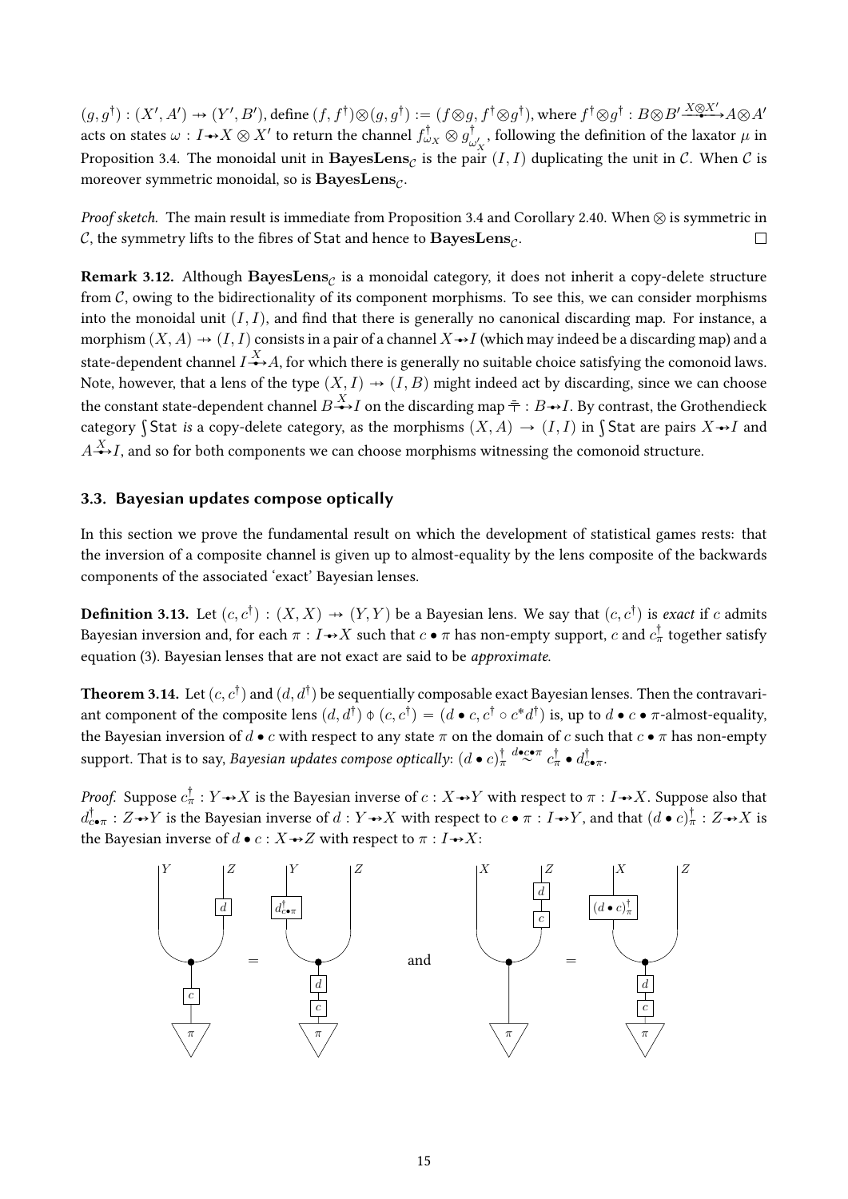$(g, g^\dagger) : (X', A') \nrightarrow (Y', B')$, define $(f, f^\dagger) \otimes (g, g^\dagger) := (f \otimes g, f^\dagger \otimes g^\dagger)$, where $f^\dagger \otimes g^\dagger : B \otimes B' \xrightarrow{X \otimes X'} A \otimes A'$ acts on states $\omega : I \to X \otimes X'$ to return the channel $f^\dagger_{\omega_X} \otimes g^\dagger_{\omega'_X}$, following the definition of the laxator $\mu$ in Proposition 3.4. The monoidal unit in $\mathbf{BayesLens}_\mathcal{C}$ is the pair $(I, I)$ duplicating the unit in $\mathcal{C}$. When $\mathcal{C}$ is moreover symmetric monoidal, so is $\mathbf{BayesLens}_\mathcal{C}$.

*Proof sketch.* The main result is immediate from Proposition 3.4 and Corollary 2.40. When $\otimes$ is symmetric in $\mathcal{C}$, the symmetry lifts to the fibres of Stat and hence to $\mathbf{BayesLens}_\mathcal{C}$. $\square$

**Remark 3.12.** Although $\mathbf{BayesLens}_\mathcal{C}$ is a monoidal category, it does not inherit a copy-delete structure from $\mathcal{C}$, owing to the bidirectionality of its component morphisms. To see this, we can consider morphisms into the monoidal unit $(I, I)$, and find that there is generally no canonical discarding map. For instance, a morphism $(X, A) \nrightarrow (I, I)$ consists in a pair of a channel $X \to I$ (which may indeed be a discarding map) and a state-dependent channel $I \xrightarrow{X} A$, for which there is generally no suitable choice satisfying the comonoid laws. Note, however, that a lens of the type $(X, I) \nrightarrow (I, B)$ might indeed act by discarding, since we can choose the constant state-dependent channel $B \xrightarrow{X} I$ on the discarding map $\top : B \to I$. By contrast, the Grothendieck category $\int$ Stat *is* a copy-delete category, as the morphisms $(X, A) \to (I, I)$ in $\int$ Stat are pairs $X \to I$ and $A \xrightarrow{X} I$, and so for both components we can choose morphisms witnessing the comonoid structure.

### 3.3. Bayesian updates compose optically

In this section we prove the fundamental result on which the development of statistical games rests: that the inversion of a composite channel is given up to almost-equality by the lens composite of the backwards components of the associated 'exact' Bayesian lenses.

**Definition 3.13.** Let $(c, c^\dagger) : (X, X) \nrightarrow (Y, Y)$ be a Bayesian lens. We say that $(c, c^\dagger)$ is *exact* if $c$ admits Bayesian inversion and, for each $\pi : I \to X$ such that $c \bullet \pi$ has non-empty support, $c$ and $c^\dagger_\pi$ together satisfy equation (3). Bayesian lenses that are not exact are said to be *approximate*.

**Theorem 3.14.** *Let $(c, c^\dagger)$ and $(d, d^\dagger)$ be sequentially composable exact Bayesian lenses. Then the contravariant component of the composite lens $(d, d^\dagger) \,\mathbin{⨟}\, (c, c^\dagger) = (d \bullet c, c^\dagger \circ c^* d^\dagger)$ is, up to $d \bullet c \bullet \pi$-almost-equality, the Bayesian inversion of $d \bullet c$ with respect to any state $\pi$ on the domain of $c$ such that $c \bullet \pi$ has non-empty support. That is to say, Bayesian updates compose optically: $(d \bullet c)^\dagger_\pi \overset{d \bullet c \bullet \pi}{\sim} c^\dagger_\pi \bullet d^\dagger_{c \bullet \pi}$.*

*Proof.* Suppose $c^\dagger_\pi : Y \to X$ is the Bayesian inverse of $c : X \to Y$ with respect to $\pi : I \to X$. Suppose also that $d^\dagger_{c \bullet \pi} : Z \to Y$ is the Bayesian inverse of $d : Y \to X$ with respect to $c \bullet \pi : I \to Y$, and that $(d \bullet c)^\dagger_\pi : Z \to X$ is the Bayesian inverse of $d \bullet c : X \to Z$ with respect to $\pi : I \to X$: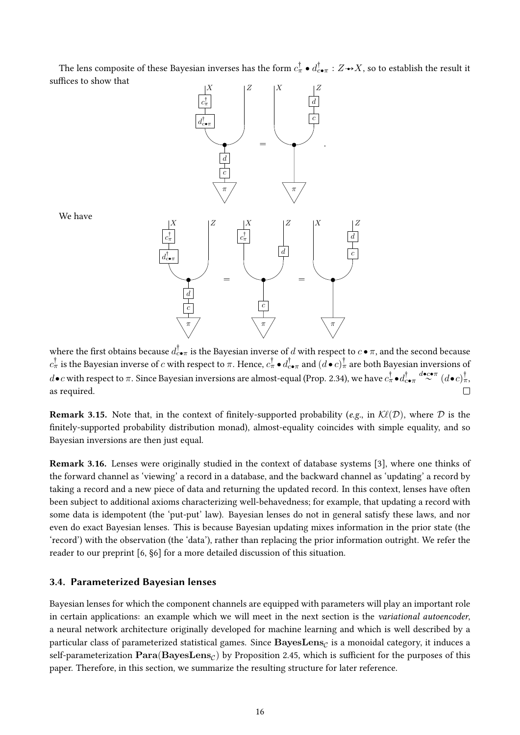The lens composite of these Bayesian inverses has the form $c^\dagger_\pi \bullet d^\dagger_{c\bullet\pi} : Z \to\!\!\!\!\!\!\bullet\;\, X$, so to establish the result it suffices to show that

We have

where the first obtains because $d^\dagger_{c\bullet\pi}$ is the Bayesian inverse of $d$ with respect to $c \bullet \pi$, and the second because $c^\dagger_\pi$ is the Bayesian inverse of $c$ with respect to $\pi$. Hence, $c^\dagger_\pi \bullet d^\dagger_{c\bullet\pi}$ and $(d \bullet c)^\dagger_\pi$ are both Bayesian inversions of $d \bullet c$ with respect to $\pi$. Since Bayesian inversions are almost-equal (Prop. 2.34), we have $c^\dagger_\pi \bullet d^\dagger_{c\bullet\pi} \overset{d\bullet c\bullet\pi}{\sim} (d \bullet c)^\dagger_\pi$, as required. □

**Remark 3.15.** Note that, in the context of finitely-supported probability (*e.g.*, in $\mathcal{K}\ell(\mathcal{D})$, where $\mathcal{D}$ is the finitely-supported probability distribution monad), almost-equality coincides with simple equality, and so Bayesian inversions are then just equal.

**Remark 3.16.** Lenses were originally studied in the context of database systems [3], where one thinks of the forward channel as 'viewing' a record in a database, and the backward channel as 'updating' a record by taking a record and a new piece of data and returning the updated record. In this context, lenses have often been subject to additional axioms characterizing well-behavedness; for example, that updating a record with some data is idempotent (the 'put-put' law). Bayesian lenses do not in general satisfy these laws, and nor even do exact Bayesian lenses. This is because Bayesian updating mixes information in the prior state (the 'record') with the observation (the 'data'), rather than replacing the prior information outright. We refer the reader to our preprint [6, §6] for a more detailed discussion of this situation.

### 3.4. Parameterized Bayesian lenses

Bayesian lenses for which the component channels are equipped with parameters will play an important role in certain applications: an example which we will meet in the next section is the *variational autoencoder*, a neural network architecture originally developed for machine learning and which is well described by a particular class of parameterized statistical games. Since $\mathbf{BayesLens}_\mathcal{C}$ is a monoidal category, it induces a self-parameterization $\mathbf{Para}(\mathbf{BayesLens}_\mathcal{C})$ by Proposition 2.45, which is sufficient for the purposes of this paper. Therefore, in this section, we summarize the resulting structure for later reference.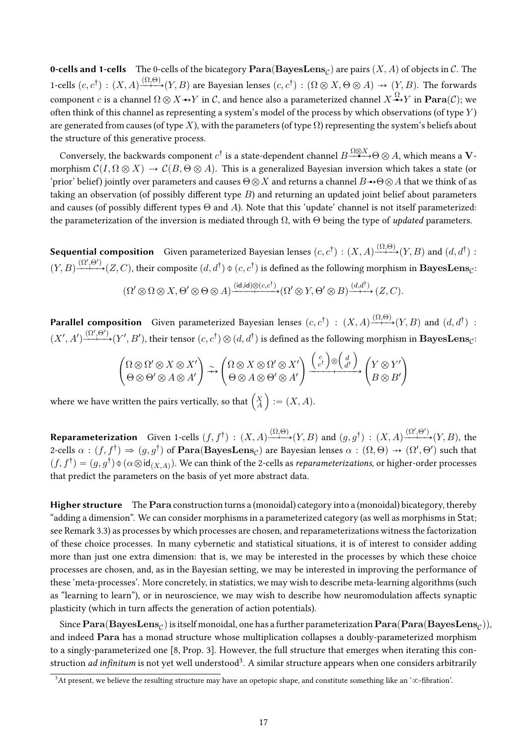**0-cells and 1-cells** The 0-cells of the bicategory $\mathbf{Para}(\mathbf{BayesLens}_\mathcal{C})$ are pairs $(X, A)$ of objects in $\mathcal{C}$. The 1-cells $(c, c^\dagger) : (X, A) \xrightarrow{(\Omega,\Theta)} (Y, B)$ are Bayesian lenses $(c, c^\dagger) : (\Omega \otimes X, \Theta \otimes A) \twoheadrightarrow (Y, B)$. The forwards component $c$ is a channel $\Omega \otimes X \twoheadrightarrow Y$ in $\mathcal{C}$, and hence also a parameterized channel $X \xrightarrow{\Omega} Y$ in $\mathbf{Para}(\mathcal{C})$; we often think of this channel as representing a system's model of the process by which observations (of type $Y$) are generated from causes (of type $X$), with the parameters (of type $\Omega$) representing the system's beliefs about the structure of this generative process.

Conversely, the backwards component $c^\dagger$ is a state-dependent channel $B \xrightarrow{\Omega \otimes X} \Theta \otimes A$, which means a $\mathbf{V}$-morphism $\mathcal{C}(I, \Omega \otimes X) \to \mathcal{C}(B, \Theta \otimes A)$. This is a generalized Bayesian inversion which takes a state (or 'prior' belief) jointly over parameters and causes $\Theta \otimes X$ and returns a channel $B \twoheadrightarrow \Theta \otimes A$ that we think of as taking an observation (of possibly different type $B$) and returning an updated joint belief about parameters and causes (of possibly different types $\Theta$ and $A$). Note that this 'update' channel is not itself parameterized: the parameterization of the inversion is mediated through $\Omega$, with $\Theta$ being the type of *updated* parameters.

**Sequential composition** Given parameterized Bayesian lenses $(c, c^\dagger) : (X, A) \xrightarrow{(\Omega,\Theta)} (Y, B)$ and $(d, d^\dagger) : (Y, B) \xrightarrow{(\Omega',\Theta')} (Z, C)$, their composite $(d, d^\dagger) \mathbin{⨟} (c, c^\dagger)$ is defined as the following morphism in $\mathbf{BayesLens}_\mathcal{C}$:

$$(\Omega' \otimes \Omega \otimes X, \Theta' \otimes \Theta \otimes A) \xrightarrow{(\mathsf{id},\mathsf{id}) \otimes (c, c^\dagger)} (\Omega' \otimes Y, \Theta' \otimes B) \xrightarrow{(d, d^\dagger)} (Z, C).$$

**Parallel composition** Given parameterized Bayesian lenses $(c, c^\dagger) : (X, A) \xrightarrow{(\Omega,\Theta)} (Y, B)$ and $(d, d^\dagger) : (X', A') \xrightarrow{(\Omega',\Theta')} (Y', B')$, their tensor $(c, c^\dagger) \otimes (d, d^\dagger)$ is defined as the following morphism in $\mathbf{BayesLens}_\mathcal{C}$:

$$\begin{pmatrix} \Omega \otimes \Omega' \otimes X \otimes X' \\ \Theta \otimes \Theta' \otimes A \otimes A' \end{pmatrix} \xrightarrow{\sim} \begin{pmatrix} \Omega \otimes X \otimes \Omega' \otimes X' \\ \Theta \otimes A \otimes \Theta' \otimes A' \end{pmatrix} \xrightarrow{\binom{c}{c^\dagger} \otimes \binom{d}{d^\dagger}} \begin{pmatrix} Y \otimes Y' \\ B \otimes B' \end{pmatrix}$$

where we have written the pairs vertically, so that $\binom{X}{A} := (X, A)$.

**Reparameterization** Given 1-cells $(f, f^\dagger) : (X, A) \xrightarrow{(\Omega,\Theta)} (Y, B)$ and $(g, g^\dagger) : (X, A) \xrightarrow{(\Omega',\Theta')} (Y, B)$, the 2-cells $\alpha : (f, f^\dagger) \Rightarrow (g, g^\dagger)$ of $\mathbf{Para}(\mathbf{BayesLens}_\mathcal{C})$ are Bayesian lenses $\alpha : (\Omega, \Theta) \twoheadrightarrow (\Omega', \Theta')$ such that $(f, f^\dagger) = (g, g^\dagger) \mathbin{⨟} (\alpha \otimes \mathsf{id}_{(X,A)})$. We can think of the 2-cells as *reparameterizations*, or higher-order processes that predict the parameters on the basis of yet more abstract data.

**Higher structure** The $\mathbf{Para}$ construction turns a (monoidal) category into a (monoidal) bicategory, thereby "adding a dimension". We can consider morphisms in a parameterized category (as well as morphisms in $\mathsf{Stat}$; see Remark 3.3) as processes by which processes are chosen, and reparameterizations witness the factorization of these choice processes. In many cybernetic and statistical situations, it is of interest to consider adding more than just one extra dimension: that is, we may be interested in the processes by which these choice processes are chosen, and, as in the Bayesian setting, we may be interested in improving the performance of these 'meta-processes'. More concretely, in statistics, we may wish to describe meta-learning algorithms (such as "learning to learn"), or in neuroscience, we may wish to describe how neuromodulation affects synaptic plasticity (which in turn affects the generation of action potentials).

Since $\mathbf{Para}(\mathbf{BayesLens}_\mathcal{C})$ is itself monoidal, one has a further parameterization $\mathbf{Para}(\mathbf{Para}(\mathbf{BayesLens}_\mathcal{C}))$, and indeed $\mathbf{Para}$ has a monad structure whose multiplication collapses a doubly-parameterized morphism to a singly-parameterized one [8, Prop. 3]. However, the full structure that emerges when iterating this construction *ad infinitum* is not yet well understood[3]. A similar structure appears when one considers arbitrarily

[3] At present, we believe the resulting structure may have an opetopic shape, and constitute something like an '$\infty$-fibration'.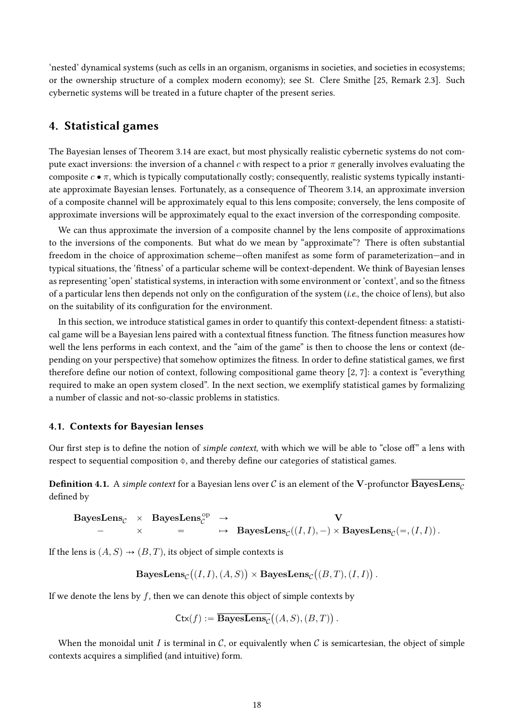'nested' dynamical systems (such as cells in an organism, organisms in societies, and societies in ecosystems; or the ownership structure of a complex modern economy); see St. Clere Smithe [25, Remark 2.3]. Such cybernetic systems will be treated in a future chapter of the present series.

## 4. Statistical games

The Bayesian lenses of Theorem 3.14 are exact, but most physically realistic cybernetic systems do not compute exact inversions: the inversion of a channel $c$ with respect to a prior $\pi$ generally involves evaluating the composite $c \bullet \pi$, which is typically computationally costly; consequently, realistic systems typically instantiate approximate Bayesian lenses. Fortunately, as a consequence of Theorem 3.14, an approximate inversion of a composite channel will be approximately equal to this lens composite; conversely, the lens composite of approximate inversions will be approximately equal to the exact inversion of the corresponding composite.

We can thus approximate the inversion of a composite channel by the lens composite of approximations to the inversions of the components. But what do we mean by "approximate"? There is often substantial freedom in the choice of approximation scheme—often manifest as some form of parameterization—and in typical situations, the 'fitness' of a particular scheme will be context-dependent. We think of Bayesian lenses as representing 'open' statistical systems, in interaction with some environment or 'context', and so the fitness of a particular lens then depends not only on the configuration of the system (*i.e.*, the choice of lens), but also on the suitability of its configuration for the environment.

In this section, we introduce statistical games in order to quantify this context-dependent fitness: a statistical game will be a Bayesian lens paired with a contextual fitness function. The fitness function measures how well the lens performs in each context, and the "aim of the game" is then to choose the lens or context (depending on your perspective) that somehow optimizes the fitness. In order to define statistical games, we first therefore define our notion of context, following compositional game theory [2, 7]: a context is "everything required to make an open system closed". In the next section, we exemplify statistical games by formalizing a number of classic and not-so-classic problems in statistics.

### 4.1. Contexts for Bayesian lenses

Our first step is to define the notion of *simple context*, with which we will be able to "close off" a lens with respect to sequential composition $\fatsemi$, and thereby define our categories of statistical games.

**Definition 4.1.** A *simple context* for a Bayesian lens over $\mathcal{C}$ is an element of the $\mathbf{V}$-profunctor $\overline{\mathbf{BayesLens}_{\mathcal{C}}}$ defined by

$$\begin{array}{ccccc} \mathbf{BayesLens}_{\mathcal{C}} & \times & \mathbf{BayesLens}_{\mathcal{C}}^{\mathrm{op}} & \to & \mathbf{V} \\ - & \times & = & \mapsto & \mathbf{BayesLens}_{\mathcal{C}}((I,I),-) \times \mathbf{BayesLens}_{\mathcal{C}}(=,(I,I))\,. \end{array}$$

If the lens is $(A,S) \twoheadrightarrow (B,T)$, its object of simple contexts is

$$\mathbf{BayesLens}_{\mathcal{C}}\big((I,I),(A,S)\big) \times \mathbf{BayesLens}_{\mathcal{C}}\big((B,T),(I,I)\big)\,.$$

If we denote the lens by $f$, then we can denote this object of simple contexts by

$$\mathsf{Ctx}(f) := \overline{\mathbf{BayesLens}_{\mathcal{C}}}\big((A,S),(B,T)\big)\,.$$

When the monoidal unit $I$ is terminal in $\mathcal{C}$, or equivalently when $\mathcal{C}$ is semicartesian, the object of simple contexts acquires a simplified (and intuitive) form.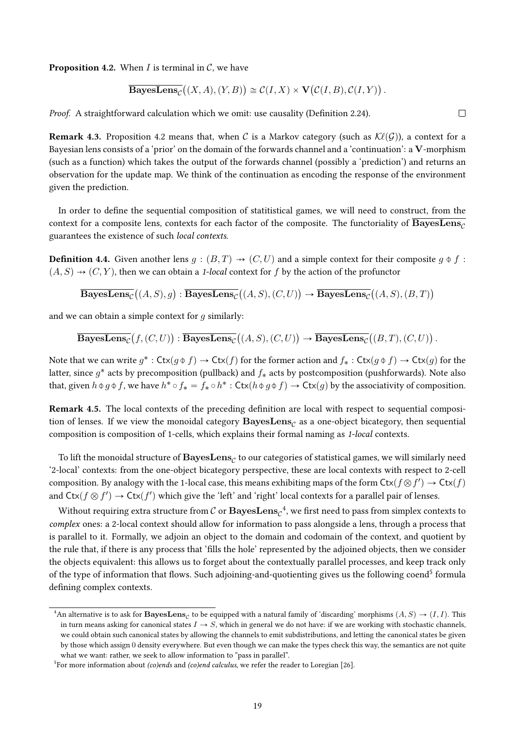**Proposition 4.2.** When $I$ is terminal in $\mathcal{C}$, we have

$$\overline{\mathbf{BayesLens}_{\mathcal{C}}}\big((X,A),(Y,B)\big) \cong \mathcal{C}(I,X) \times \mathbf{V}\big(\mathcal{C}(I,B),\mathcal{C}(I,Y)\big)\,.$$

*Proof.* A straightforward calculation which we omit: use causality (Definition 2.24). □

**Remark 4.3.** Proposition 4.2 means that, when $\mathcal{C}$ is a Markov category (such as $\mathcal{K}\ell(\mathcal{G})$), a context for a Bayesian lens consists of a 'prior' on the domain of the forwards channel and a 'continuation': a $\mathbf{V}$-morphism (such as a function) which takes the output of the forwards channel (possibly a 'prediction') and returns an observation for the update map. We think of the continuation as encoding the response of the environment given the prediction.

In order to define the sequential composition of statitistical games, we will need to construct, from the context for a composite lens, contexts for each factor of the composite. The functoriality of $\overline{\mathbf{BayesLens}_{\mathcal{C}}}$ guarantees the existence of such *local contexts*.

**Definition 4.4.** Given another lens $g : (B,T) \rightarrow (C,U)$ and a simple context for their composite $g \,\mathbin{;}\, f : (A,S) \rightarrow (C,Y)$, then we can obtain a *1-local* context for $f$ by the action of the profunctor

$$\overline{\mathbf{BayesLens}_{\mathcal{C}}}\big((A,S),g\big) : \overline{\mathbf{BayesLens}_{\mathcal{C}}}\big((A,S),(C,U)\big) \rightarrow \overline{\mathbf{BayesLens}_{\mathcal{C}}}\big((A,S),(B,T)\big)$$

and we can obtain a simple context for $g$ similarly:

$$\overline{\mathbf{BayesLens}_{\mathcal{C}}}\big(f,(C,U)\big) : \overline{\mathbf{BayesLens}_{\mathcal{C}}}\big((A,S),(C,U)\big) \rightarrow \overline{\mathbf{BayesLens}_{\mathcal{C}}}\big((B,T),(C,U)\big)\,.$$

Note that we can write $g^* : \mathsf{Ctx}(g \,\mathbin{;}\, f) \rightarrow \mathsf{Ctx}(f)$ for the former action and $f_* : \mathsf{Ctx}(g \,\mathbin{;}\, f) \rightarrow \mathsf{Ctx}(g)$ for the latter, since $g^*$ acts by precomposition (pullback) and $f_*$ acts by postcomposition (pushforwards). Note also that, given $h \,\mathbin{;}\, g \,\mathbin{;}\, f$, we have $h^* \circ f_* = f_* \circ h^* : \mathsf{Ctx}(h \,\mathbin{;}\, g \,\mathbin{;}\, f) \rightarrow \mathsf{Ctx}(g)$ by the associativity of composition.

**Remark 4.5.** The local contexts of the preceding definition are local with respect to sequential composition of lenses. If we view the monoidal category $\mathbf{BayesLens}_{\mathcal{C}}$ as a one-object bicategory, then sequential composition is composition of 1-cells, which explains their formal naming as *1-local* contexts.

To lift the monoidal structure of $\mathbf{BayesLens}_{\mathcal{C}}$ to our categories of statistical games, we will similarly need '2-local' contexts: from the one-object bicategory perspective, these are local contexts with respect to 2-cell composition. By analogy with the 1-local case, this means exhibiting maps of the form $\mathsf{Ctx}(f \otimes f') \rightarrow \mathsf{Ctx}(f)$ and $\mathsf{Ctx}(f \otimes f') \rightarrow \mathsf{Ctx}(f')$ which give the 'left' and 'right' local contexts for a parallel pair of lenses.

Without requiring extra structure from $\mathcal{C}$ or $\mathbf{BayesLens}_{\mathcal{C}}$[4], we first need to pass from simplex contexts to *complex* ones: a 2-local context should allow for information to pass alongside a lens, through a process that is parallel to it. Formally, we adjoin an object to the domain and codomain of the context, and quotient by the rule that, if there is any process that 'fills the hole' represented by the adjoined objects, then we consider the objects equivalent: this allows us to forget about the contextually parallel processes, and keep track only of the type of information that flows. Such adjoining-and-quotienting gives us the following coend[5] formula defining complex contexts.

---

[4] An alternative is to ask for $\mathbf{BayesLens}_{\mathcal{C}}$ to be equipped with a natural family of 'discarding' morphisms $(A,S) \rightarrow (I,I)$. This in turn means asking for canonical states $I \rightarrow S$, which in general we do not have: if we are working with stochastic channels, we could obtain such canonical states by allowing the channels to emit subdistributions, and letting the canonical states be given by those which assign 0 density everywhere. But even though we can make the types check this way, the semantics are not quite what we want: rather, we seek to allow information to "pass in parallel".

[5] For more information about *(co)ends* and *(co)end calculus*, we refer the reader to Loregian [26].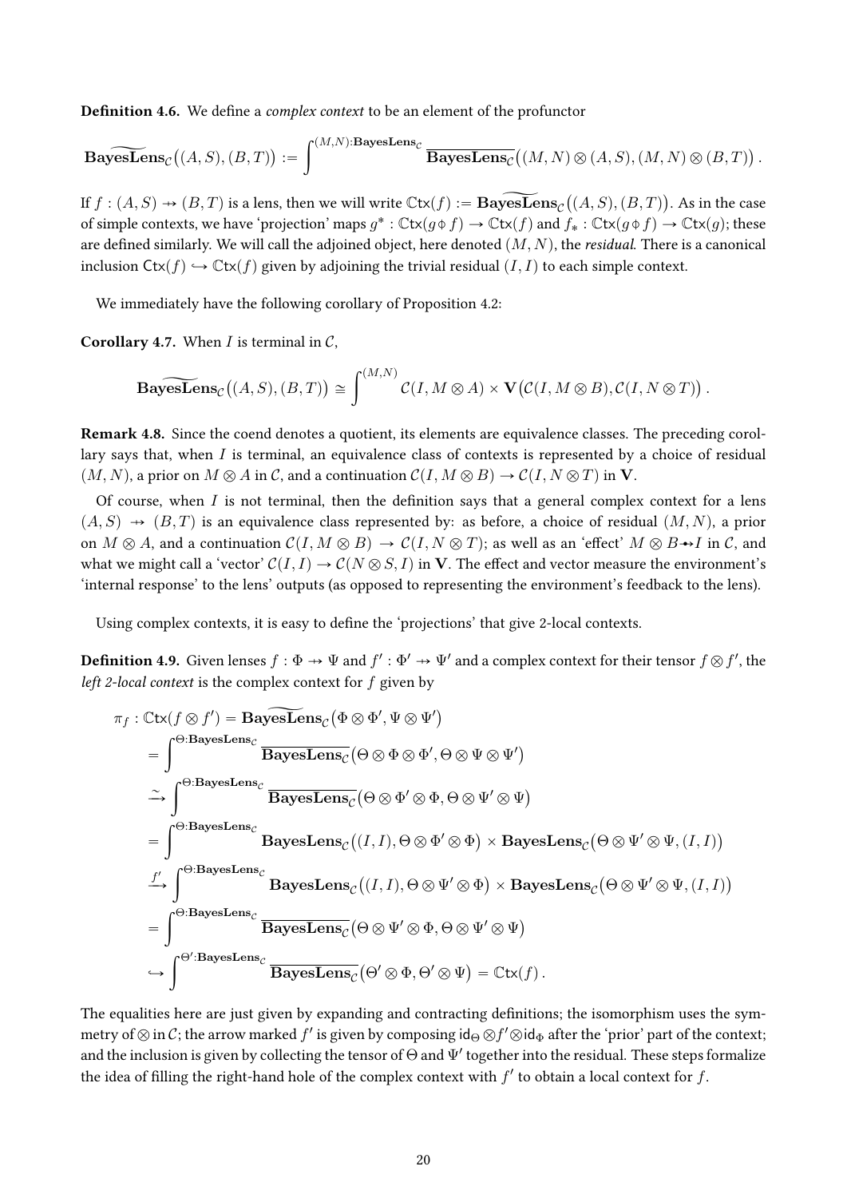**Definition 4.6.** We define a *complex context* to be an element of the profunctor

$$\widetilde{\mathbf{BayesLens}}_{\mathcal{C}}\big((A,S),(B,T)\big) := \int^{(M,N):\mathbf{BayesLens}_{\mathcal{C}}} \overline{\mathbf{BayesLens}_{\mathcal{C}}}\big((M,N)\otimes(A,S),(M,N)\otimes(B,T)\big)\,.$$

If $f:(A,S)\twoheadrightarrow(B,T)$ is a lens, then we will write $\mathbb{C}\mathsf{tx}(f) := \widetilde{\mathbf{BayesLens}}_{\mathcal{C}}\big((A,S),(B,T)\big)$. As in the case of simple contexts, we have 'projection' maps $g^*:\mathbb{C}\mathsf{tx}(g\,\diamond\, f)\to\mathbb{C}\mathsf{tx}(f)$ and $f_*:\mathbb{C}\mathsf{tx}(g\,\diamond\, f)\to\mathbb{C}\mathsf{tx}(g)$; these are defined similarly. We will call the adjoined object, here denoted $(M,N)$, the *residual*. There is a canonical inclusion $\mathsf{Ctx}(f)\hookrightarrow\mathbb{C}\mathsf{tx}(f)$ given by adjoining the trivial residual $(I,I)$ to each simple context.

We immediately have the following corollary of Proposition 4.2:

**Corollary 4.7.** When $I$ is terminal in $\mathcal{C}$,

$$\widetilde{\mathbf{BayesLens}}_{\mathcal{C}}\big((A,S),(B,T)\big) \cong \int^{(M,N)} \mathcal{C}(I,M\otimes A)\times\mathbf{V}\big(\mathcal{C}(I,M\otimes B),\mathcal{C}(I,N\otimes T)\big)\,.$$

**Remark 4.8.** Since the coend denotes a quotient, its elements are equivalence classes. The preceding corollary says that, when $I$ is terminal, an equivalence class of contexts is represented by a choice of residual $(M,N)$, a prior on $M\otimes A$ in $\mathcal{C}$, and a continuation $\mathcal{C}(I,M\otimes B)\to\mathcal{C}(I,N\otimes T)$ in $\mathbf{V}$.

Of course, when $I$ is not terminal, then the definition says that a general complex context for a lens $(A,S)\twoheadrightarrow(B,T)$ is an equivalence class represented by: as before, a choice of residual $(M,N)$, a prior on $M\otimes A$, and a continuation $\mathcal{C}(I,M\otimes B)\to\mathcal{C}(I,N\otimes T)$; as well as an 'effect' $M\otimes B\twoheadrightarrow I$ in $\mathcal{C}$, and what we might call a 'vector' $\mathcal{C}(I,I)\to\mathcal{C}(N\otimes S,I)$ in $\mathbf{V}$. The effect and vector measure the environment's 'internal response' to the lens' outputs (as opposed to representing the environment's feedback to the lens).

Using complex contexts, it is easy to define the 'projections' that give 2-local contexts.

**Definition 4.9.** Given lenses $f:\Phi\twoheadrightarrow\Psi$ and $f':\Phi'\twoheadrightarrow\Psi'$ and a complex context for their tensor $f\otimes f'$, the *left 2-local context* is the complex context for $f$ given by

$$\begin{aligned}
\pi_f:\mathbb{C}\mathsf{tx}(f\otimes f') &= \widetilde{\mathbf{BayesLens}}_{\mathcal{C}}\big(\Phi\otimes\Phi',\Psi\otimes\Psi'\big)\\
&= \int^{\Theta:\mathbf{BayesLens}_{\mathcal{C}}} \overline{\mathbf{BayesLens}_{\mathcal{C}}}\big(\Theta\otimes\Phi\otimes\Phi',\Theta\otimes\Psi\otimes\Psi'\big)\\
&\xrightarrow{\sim} \int^{\Theta:\mathbf{BayesLens}_{\mathcal{C}}} \overline{\mathbf{BayesLens}_{\mathcal{C}}}\big(\Theta\otimes\Phi'\otimes\Phi,\Theta\otimes\Psi'\otimes\Psi\big)\\
&= \int^{\Theta:\mathbf{BayesLens}_{\mathcal{C}}} \mathbf{BayesLens}_{\mathcal{C}}\big((I,I),\Theta\otimes\Phi'\otimes\Phi\big)\times\mathbf{BayesLens}_{\mathcal{C}}\big(\Theta\otimes\Psi'\otimes\Psi,(I,I)\big)\\
&\xrightarrow{f'} \int^{\Theta:\mathbf{BayesLens}_{\mathcal{C}}} \mathbf{BayesLens}_{\mathcal{C}}\big((I,I),\Theta\otimes\Psi'\otimes\Phi\big)\times\mathbf{BayesLens}_{\mathcal{C}}\big(\Theta\otimes\Psi'\otimes\Psi,(I,I)\big)\\
&= \int^{\Theta:\mathbf{BayesLens}_{\mathcal{C}}} \overline{\mathbf{BayesLens}_{\mathcal{C}}}\big(\Theta\otimes\Psi'\otimes\Phi,\Theta\otimes\Psi'\otimes\Psi\big)\\
&\hookrightarrow \int^{\Theta':\mathbf{BayesLens}_{\mathcal{C}}} \overline{\mathbf{BayesLens}_{\mathcal{C}}}\big(\Theta'\otimes\Phi,\Theta'\otimes\Psi\big) = \mathbb{C}\mathsf{tx}(f)\,.
\end{aligned}$$

The equalities here are just given by expanding and contracting definitions; the isomorphism uses the symmetry of $\otimes$ in $\mathcal{C}$; the arrow marked $f'$ is given by composing $\mathsf{id}_\Theta\otimes f'\otimes\mathsf{id}_\Phi$ after the 'prior' part of the context; and the inclusion is given by collecting the tensor of $\Theta$ and $\Psi'$ together into the residual. These steps formalize the idea of filling the right-hand hole of the complex context with $f'$ to obtain a local context for $f$.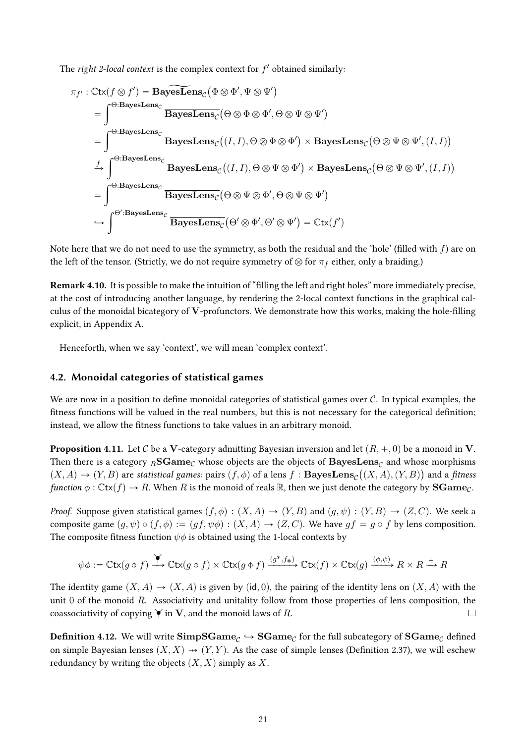The *right 2-local context* is the complex context for $f'$ obtained similarly:

$$
\begin{aligned}
\pi_{f'} : \mathbb{C}\mathsf{tx}(f \otimes f') &= \widetilde{\mathbf{BayesLens}}_{\mathcal{C}}\big(\Phi \otimes \Phi', \Psi \otimes \Psi'\big) \\
&= \int^{\Theta:\mathbf{BayesLens}_{\mathcal{C}}} \overline{\mathbf{BayesLens}_{\mathcal{C}}}\big(\Theta \otimes \Phi \otimes \Phi', \Theta \otimes \Psi \otimes \Psi'\big) \\
&= \int^{\Theta:\mathbf{BayesLens}_{\mathcal{C}}} \mathbf{BayesLens}_{\mathcal{C}}\big((I,I), \Theta \otimes \Phi \otimes \Phi'\big) \times \mathbf{BayesLens}_{\mathcal{C}}\big(\Theta \otimes \Psi \otimes \Psi', (I,I)\big) \\
&\xrightarrow{f} \int^{\Theta:\mathbf{BayesLens}_{\mathcal{C}}} \mathbf{BayesLens}_{\mathcal{C}}\big((I,I), \Theta \otimes \Psi \otimes \Phi'\big) \times \mathbf{BayesLens}_{\mathcal{C}}\big(\Theta \otimes \Psi \otimes \Psi', (I,I)\big) \\
&= \int^{\Theta:\mathbf{BayesLens}_{\mathcal{C}}} \overline{\mathbf{BayesLens}_{\mathcal{C}}}\big(\Theta \otimes \Psi \otimes \Phi', \Theta \otimes \Psi \otimes \Psi'\big) \\
&\hookrightarrow \int^{\Theta':\mathbf{BayesLens}_{\mathcal{C}}} \overline{\mathbf{BayesLens}_{\mathcal{C}}}\big(\Theta' \otimes \Phi', \Theta' \otimes \Psi'\big) = \mathbb{C}\mathsf{tx}(f')
\end{aligned}
$$

Note here that we do not need to use the symmetry, as both the residual and the 'hole' (filled with $f$) are on the left of the tensor. (Strictly, we do not require symmetry of $\otimes$ for $\pi_f$ either, only a braiding.)

**Remark 4.10.** It is possible to make the intuition of "filling the left and right holes" more immediately precise, at the cost of introducing another language, by rendering the 2-local context functions in the graphical calculus of the monoidal bicategory of $\mathbf{V}$-profunctors. We demonstrate how this works, making the hole-filling explicit, in Appendix A.

Henceforth, when we say 'context', we will mean 'complex context'.

## 4.2. Monoidal categories of statistical games

We are now in a position to define monoidal categories of statistical games over $\mathcal{C}$. In typical examples, the fitness functions will be valued in the real numbers, but this is not necessary for the categorical definition; instead, we allow the fitness functions to take values in an arbitrary monoid.

**Proposition 4.11.** Let $\mathcal{C}$ be a $\mathbf{V}$-category admitting Bayesian inversion and let $(R, +, 0)$ be a monoid in $\mathbf{V}$. Then there is a category ${}_R\mathbf{SGame}_{\mathcal{C}}$ whose objects are the objects of $\mathbf{BayesLens}_{\mathcal{C}}$ and whose morphisms $(X, A) \to (Y, B)$ are *statistical games*: pairs $(f, \phi)$ of a lens $f : \mathbf{BayesLens}_{\mathcal{C}}\big((X, A), (Y, B)\big)$ and a *fitness function* $\phi : \mathbb{C}\mathsf{tx}(f) \to R$. When $R$ is the monoid of reals $\mathbb{R}$, then we just denote the category by $\mathbf{SGame}_{\mathcal{C}}$.

*Proof.* Suppose given statistical games $(f, \phi) : (X, A) \to (Y, B)$ and $(g, \psi) : (Y, B) \to (Z, C)$. We seek a composite game $(g, \psi) \circ (f, \phi) := (gf, \psi\phi) : (X, A) \to (Z, C)$. We have $gf = g \,\phi\, f$ by lens composition. The composite fitness function $\psi\phi$ is obtained using the 1-local contexts by

$$
\psi\phi := \mathbb{C}\mathsf{tx}(g \,\phi\, f) \xrightarrow{\curlyvee} \mathbb{C}\mathsf{tx}(g \,\phi\, f) \times \mathbb{C}\mathsf{tx}(g \,\phi\, f) \xrightarrow{(g^*, f_*)} \mathbb{C}\mathsf{tx}(f) \times \mathbb{C}\mathsf{tx}(g) \xrightarrow{(\phi, \psi)} R \times R \xrightarrow{+} R
$$

The identity game $(X, A) \to (X, A)$ is given by $(\mathsf{id}, 0)$, the pairing of the identity lens on $(X, A)$ with the unit $0$ of the monoid $R$. Associativity and unitality follow from those properties of lens composition, the coassociativity of copying $\curlyvee$ in $\mathbf{V}$, and the monoid laws of $R$. □

**Definition 4.12.** We will write $\mathbf{SimpSGame}_{\mathcal{C}} \hookrightarrow \mathbf{SGame}_{\mathcal{C}}$ for the full subcategory of $\mathbf{SGame}_{\mathcal{C}}$ defined on simple Bayesian lenses $(X, X) \nrightarrow (Y, Y)$. As the case of simple lenses (Definition 2.37), we will eschew redundancy by writing the objects $(X, X)$ simply as $X$.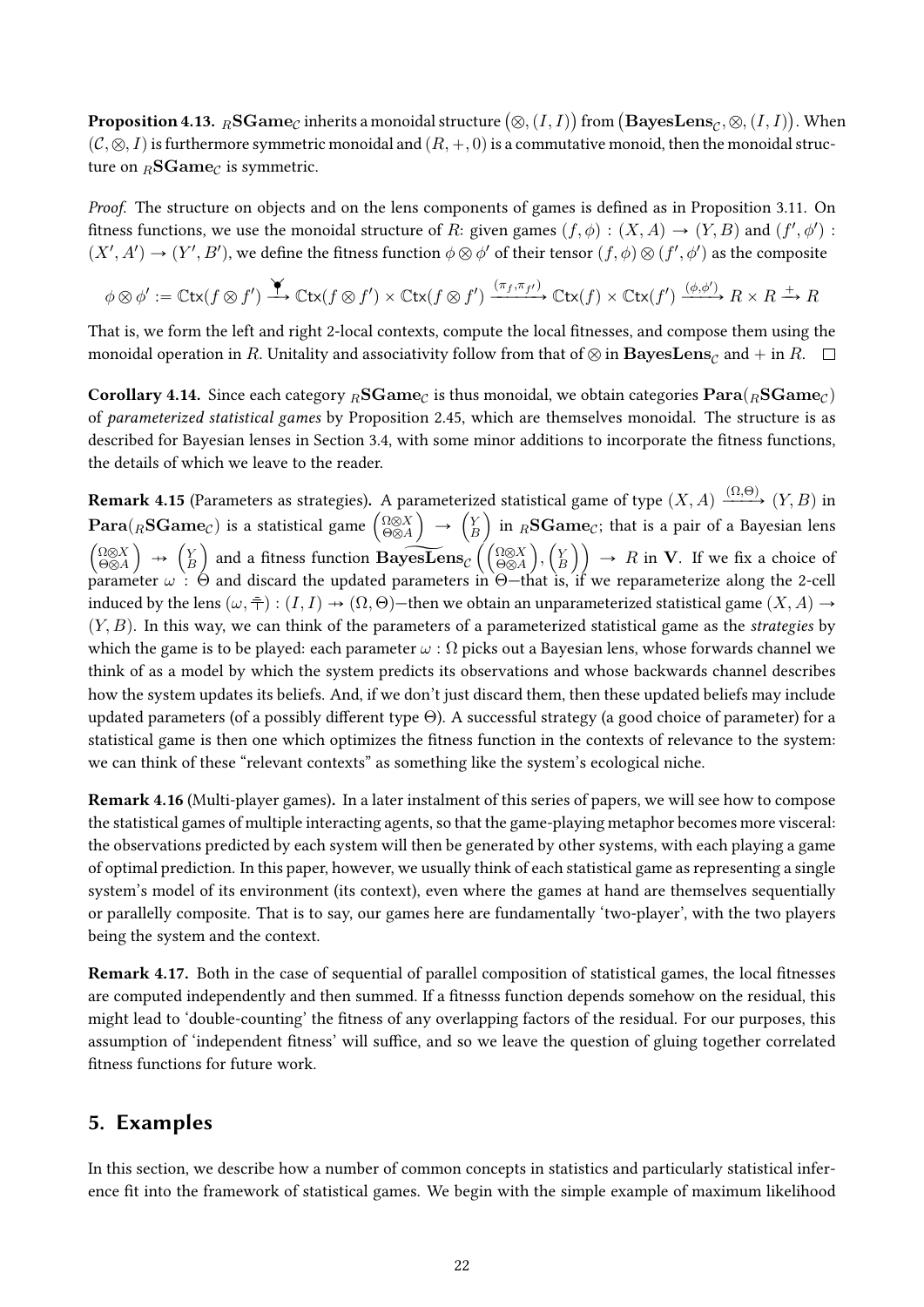**Proposition 4.13.** ${}_R\mathbf{SGame}_{\mathcal{C}}$ inherits a monoidal structure $\big(\otimes, (I, I)\big)$ from $\big(\mathbf{BayesLens}_{\mathcal{C}}, \otimes, (I, I)\big)$. When $(\mathcal{C}, \otimes, I)$ is furthermore symmetric monoidal and $(R, +, 0)$ is a commutative monoid, then the monoidal structure on ${}_R\mathbf{SGame}_{\mathcal{C}}$ is symmetric.

*Proof.* The structure on objects and on the lens components of games is defined as in Proposition 3.11. On fitness functions, we use the monoidal structure of $R$: given games $(f, \phi) : (X, A) \to (Y, B)$ and $(f', \phi') : (X', A') \to (Y', B')$, we define the fitness function $\phi \otimes \phi'$ of their tensor $(f, \phi) \otimes (f', \phi')$ as the composite

$$\phi \otimes \phi' := \mathbb{C}\mathsf{tx}(f \otimes f') \xrightarrow{\;\curlyvee\;} \mathbb{C}\mathsf{tx}(f \otimes f') \times \mathbb{C}\mathsf{tx}(f \otimes f') \xrightarrow{(\pi_f, \pi_{f'})} \mathbb{C}\mathsf{tx}(f) \times \mathbb{C}\mathsf{tx}(f') \xrightarrow{(\phi, \phi')} R \times R \xrightarrow{+} R$$

That is, we form the left and right 2-local contexts, compute the local fitnesses, and compose them using the monoidal operation in $R$. Unitality and associativity follow from that of $\otimes$ in $\mathbf{BayesLens}_{\mathcal{C}}$ and $+$ in $R$. $\square$

**Corollary 4.14.** Since each category ${}_R\mathbf{SGame}_{\mathcal{C}}$ is thus monoidal, we obtain categories $\mathbf{Para}({}_R\mathbf{SGame}_{\mathcal{C}})$ of *parameterized statistical games* by Proposition 2.45, which are themselves monoidal. The structure is as described for Bayesian lenses in Section 3.4, with some minor additions to incorporate the fitness functions, the details of which we leave to the reader.

**Remark 4.15** (Parameters as strategies)**.** A parameterized statistical game of type $(X, A) \xrightarrow{(\Omega, \Theta)} (Y, B)$ in $\mathbf{Para}({}_R\mathbf{SGame}_{\mathcal{C}})$ is a statistical game $\binom{\Omega \otimes X}{\Theta \otimes A} \to \binom{Y}{B}$ in ${}_R\mathbf{SGame}_{\mathcal{C}}$; that is a pair of a Bayesian lens $\binom{\Omega \otimes X}{\Theta \otimes A} \to \binom{Y}{B}$ and a fitness function $\widetilde{\mathbf{BayesLens}}_{\mathcal{C}}\left(\binom{\Omega \otimes X}{\Theta \otimes A}, \binom{Y}{B}\right) \to R$ in $\mathbf{V}$. If we fix a choice of parameter $\omega : \Theta$ and discard the updated parameters in $\Theta$—that is, if we reparameterize along the 2-cell induced by the lens $(\omega, \bar{\top}) : (I, I) \to (\Omega, \Theta)$—then we obtain an unparameterized statistical game $(X, A) \to (Y, B)$. In this way, we can think of the parameters of a parameterized statistical game as the *strategies* by which the game is to be played: each parameter $\omega : \Omega$ picks out a Bayesian lens, whose forwards channel we think of as a model by which the system predicts its observations and whose backwards channel describes how the system updates its beliefs. And, if we don't just discard them, then these updated beliefs may include updated parameters (of a possibly different type $\Theta$). A successful strategy (a good choice of parameter) for a statistical game is then one which optimizes the fitness function in the contexts of relevance to the system: we can think of these "relevant contexts" as something like the system's ecological niche.

**Remark 4.16** (Multi-player games)**.** In a later instalment of this series of papers, we will see how to compose the statistical games of multiple interacting agents, so that the game-playing metaphor becomes more visceral: the observations predicted by each system will then be generated by other systems, with each playing a game of optimal prediction. In this paper, however, we usually think of each statistical game as representing a single system's model of its environment (its context), even where the games at hand are themselves sequentially or parallelly composite. That is to say, our games here are fundamentally 'two-player', with the two players being the system and the context.

**Remark 4.17.** Both in the case of sequential of parallel composition of statistical games, the local fitnesses are computed independently and then summed. If a fitnesss function depends somehow on the residual, this might lead to 'double-counting' the fitness of any overlapping factors of the residual. For our purposes, this assumption of 'independent fitness' will suffice, and so we leave the question of gluing together correlated fitness functions for future work.

## 5. Examples

In this section, we describe how a number of common concepts in statistics and particularly statistical inference fit into the framework of statistical games. We begin with the simple example of maximum likelihood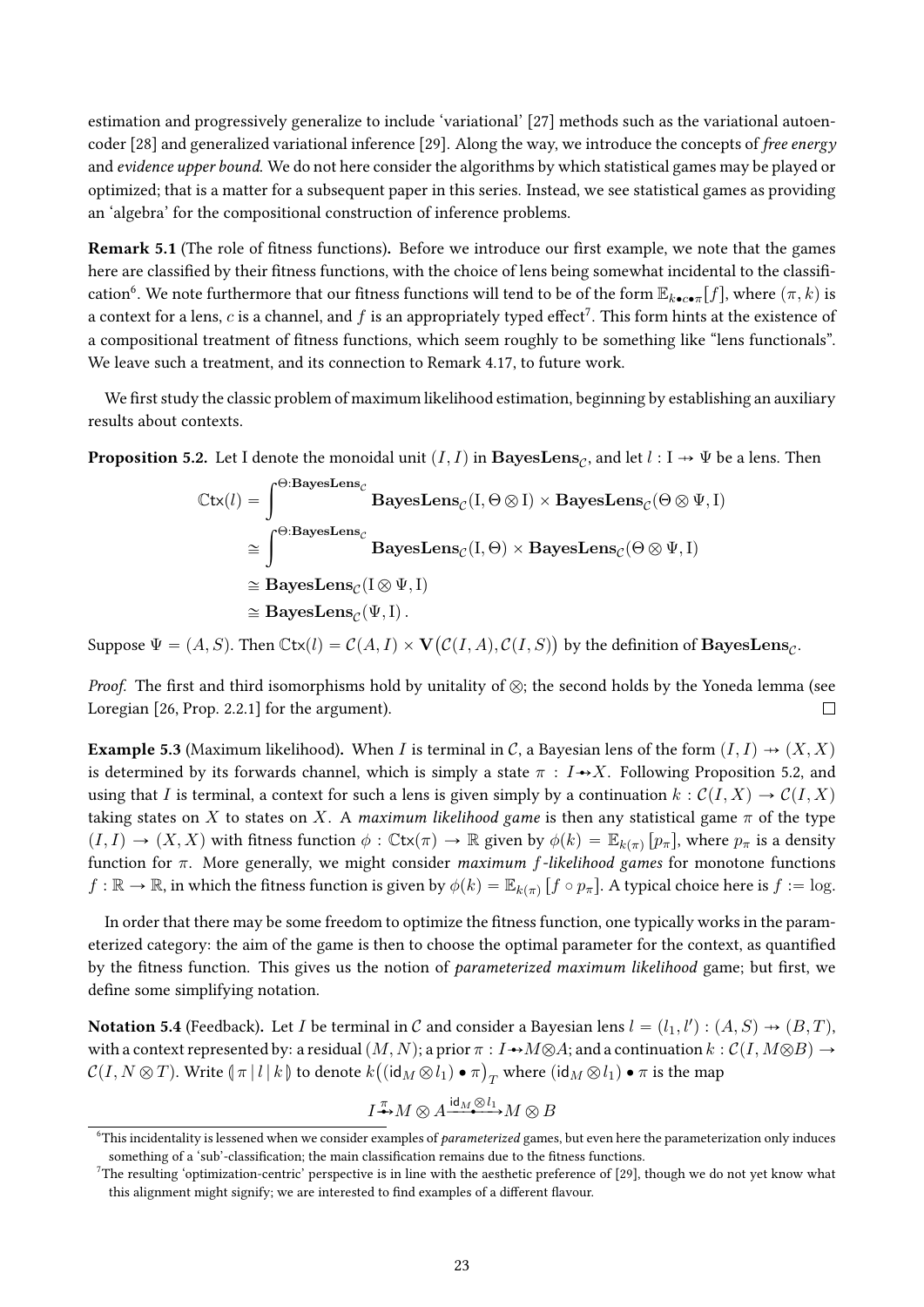estimation and progressively generalize to include 'variational' [27] methods such as the variational autoencoder [28] and generalized variational inference [29]. Along the way, we introduce the concepts of *free energy* and *evidence upper bound*. We do not here consider the algorithms by which statistical games may be played or optimized; that is a matter for a subsequent paper in this series. Instead, we see statistical games as providing an 'algebra' for the compositional construction of inference problems.

**Remark 5.1** (The role of fitness functions)**.** Before we introduce our first example, we note that the games here are classified by their fitness functions, with the choice of lens being somewhat incidental to the classification[6]. We note furthermore that our fitness functions will tend to be of the form $\mathbb{E}_{k \bullet c \bullet \pi}[f]$, where $(\pi, k)$ is a context for a lens, $c$ is a channel, and $f$ is an appropriately typed effect[7]. This form hints at the existence of a compositional treatment of fitness functions, which seem roughly to be something like "lens functionals". We leave such a treatment, and its connection to Remark 4.17, to future work.

We first study the classic problem of maximum likelihood estimation, beginning by establishing an auxiliary results about contexts.

**Proposition 5.2.** Let I denote the monoidal unit $(I, I)$ in $\mathbf{BayesLens}_{\mathcal{C}}$, and let $l : \mathrm{I} \nrightarrow \Psi$ be a lens. Then

$$
\begin{aligned}
\mathbb{C}\mathsf{tx}(l) &= \int^{\Theta:\mathbf{BayesLens}_{\mathcal{C}}} \mathbf{BayesLens}_{\mathcal{C}}(\mathrm{I}, \Theta \otimes \mathrm{I}) \times \mathbf{BayesLens}_{\mathcal{C}}(\Theta \otimes \Psi, \mathrm{I}) \\
&\cong \int^{\Theta:\mathbf{BayesLens}_{\mathcal{C}}} \mathbf{BayesLens}_{\mathcal{C}}(\mathrm{I}, \Theta) \times \mathbf{BayesLens}_{\mathcal{C}}(\Theta \otimes \Psi, \mathrm{I}) \\
&\cong \mathbf{BayesLens}_{\mathcal{C}}(\mathrm{I} \otimes \Psi, \mathrm{I}) \\
&\cong \mathbf{BayesLens}_{\mathcal{C}}(\Psi, \mathrm{I})\,.
\end{aligned}
$$

Suppose $\Psi = (A, S)$. Then $\mathbb{C}\mathsf{tx}(l) = \mathcal{C}(A, I) \times \mathbf{V}\big(\mathcal{C}(I, A), \mathcal{C}(I, S)\big)$ by the definition of $\mathbf{BayesLens}_{\mathcal{C}}$.

*Proof.* The first and third isomorphisms hold by unitality of $\otimes$; the second holds by the Yoneda lemma (see Loregian [26, Prop. 2.2.1] for the argument). $\square$

**Example 5.3** (Maximum likelihood)**.** When $I$ is terminal in $\mathcal{C}$, a Bayesian lens of the form $(I, I) \nrightarrow (X, X)$ is determined by its forwards channel, which is simply a state $\pi : I \rightsquigarrow X$. Following Proposition 5.2, and using that $I$ is terminal, a context for such a lens is given simply by a continuation $k : \mathcal{C}(I, X) \to \mathcal{C}(I, X)$ taking states on $X$ to states on $X$. A *maximum likelihood game* is then any statistical game $\pi$ of the type $(I, I) \to (X, X)$ with fitness function $\phi : \mathbb{C}\mathsf{tx}(\pi) \to \mathbb{R}$ given by $\phi(k) = \mathbb{E}_{k(\pi)}[p_\pi]$, where $p_\pi$ is a density function for $\pi$. More generally, we might consider *maximum $f$-likelihood games* for monotone functions $f : \mathbb{R} \to \mathbb{R}$, in which the fitness function is given by $\phi(k) = \mathbb{E}_{k(\pi)}[f \circ p_\pi]$. A typical choice here is $f := \log$.

In order that there may be some freedom to optimize the fitness function, one typically works in the parameterized category: the aim of the game is then to choose the optimal parameter for the context, as quantified by the fitness function. This gives us the notion of *parameterized maximum likelihood* game; but first, we define some simplifying notation.

**Notation 5.4** (Feedback)**.** Let $I$ be terminal in $\mathcal{C}$ and consider a Bayesian lens $l = (l_1, l') : (A, S) \nrightarrow (B, T)$, with a context represented by: a residual $(M, N)$; a prior $\pi : I \rightsquigarrow M \otimes A$; and a continuation $k : \mathcal{C}(I, M \otimes B) \to \mathcal{C}(I, N \otimes T)$. Write $(\!|\, \pi \mid l \mid k \,|\!)$ to denote $k\big((\mathsf{id}_M \otimes l_1) \bullet \pi\big)_T$ where $(\mathsf{id}_M \otimes l_1) \bullet \pi$ is the map

$$
I \xrightarrow{\pi} M \otimes A \xrightarrow{\mathsf{id}_M \otimes l_1} M \otimes B
$$

[6] This incidentality is lessened when we consider examples of *parameterized* games, but even here the parameterization only induces something of a 'sub'-classification; the main classification remains due to the fitness functions.

[7] The resulting 'optimization-centric' perspective is in line with the aesthetic preference of [29], though we do not yet know what this alignment might signify; we are interested to find examples of a different flavour.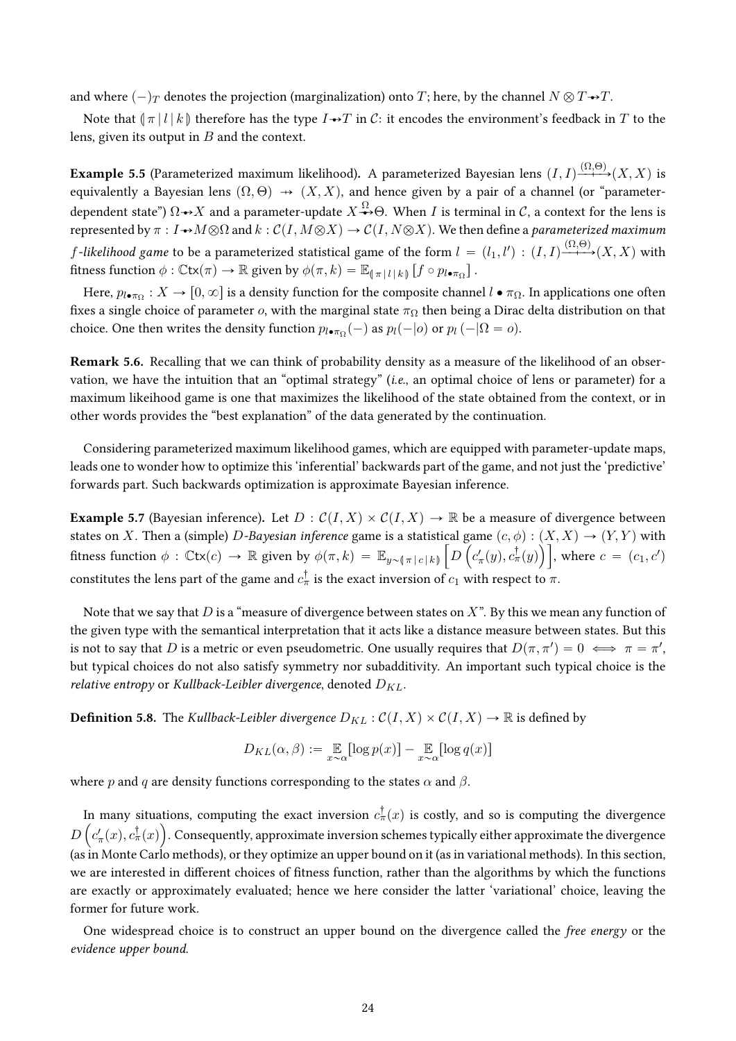and where $(-)_T$ denotes the projection (marginalization) onto $T$; here, by the channel $N \otimes T \twoheadrightarrow T$.

Note that $\llparenthesis \pi \,|\, l \,|\, k \rrparenthesis$ therefore has the type $I \twoheadrightarrow T$ in $\mathcal{C}$: it encodes the environment's feedback in $T$ to the lens, given its output in $B$ and the context.

**Example 5.5** (Parameterized maximum likelihood)**.** A parameterized Bayesian lens $(I, I) \xrightarrow{(\Omega,\Theta)} (X, X)$ is equivalently a Bayesian lens $(\Omega, \Theta) \to (X, X)$, and hence given by a pair of a channel (or "parameter-dependent state") $\Omega \twoheadrightarrow X$ and a parameter-update $X \overset{\Omega}{\twoheadrightarrow} \Theta$. When $I$ is terminal in $\mathcal{C}$, a context for the lens is represented by $\pi : I \twoheadrightarrow M \otimes \Omega$ and $k : \mathcal{C}(I, M \otimes X) \to \mathcal{C}(I, N \otimes X)$. We then define a *parameterized maximum $f$-likelihood game* to be a parameterized statistical game of the form $l = (l_1, l') : (I, I) \xrightarrow{(\Omega,\Theta)} (X, X)$ with fitness function $\phi : \mathbb{C}\mathsf{tx}(\pi) \to \mathbb{R}$ given by $\phi(\pi, k) = \mathbb{E}_{\llparenthesis \pi \,|\, l \,|\, k \rrparenthesis} \left[ f \circ p_{l \bullet \pi_\Omega} \right]$.

Here, $p_{l \bullet \pi_\Omega} : X \to [0, \infty]$ is a density function for the composite channel $l \bullet \pi_\Omega$. In applications one often fixes a single choice of parameter $o$, with the marginal state $\pi_\Omega$ then being a Dirac delta distribution on that choice. One then writes the density function $p_{l \bullet \pi_\Omega}(-)$ as $p_l(-|o)$ or $p_l(-|\Omega = o)$.

**Remark 5.6.** Recalling that we can think of probability density as a measure of the likelihood of an observation, we have the intuition that an "optimal strategy" (*i.e.*, an optimal choice of lens or parameter) for a maximum likeihood game is one that maximizes the likelihood of the state obtained from the context, or in other words provides the "best explanation" of the data generated by the continuation.

Considering parameterized maximum likelihood games, which are equipped with parameter-update maps, leads one to wonder how to optimize this 'inferential' backwards part of the game, and not just the 'predictive' forwards part. Such backwards optimization is approximate Bayesian inference.

**Example 5.7** (Bayesian inference)**.** Let $D : \mathcal{C}(I, X) \times \mathcal{C}(I, X) \to \mathbb{R}$ be a measure of divergence between states on $X$. Then a (simple) *$D$-Bayesian inference* game is a statistical game $(c, \phi) : (X, X) \to (Y, Y)$ with fitness function $\phi : \mathbb{C}\mathsf{tx}(c) \to \mathbb{R}$ given by $\phi(\pi, k) = \mathbb{E}_{y \sim \llparenthesis \pi \,|\, c \,|\, k \rrparenthesis} \left[ D\left( c'_\pi(y), c^\dagger_\pi(y) \right) \right]$, where $c = (c_1, c')$ constitutes the lens part of the game and $c^\dagger_\pi$ is the exact inversion of $c_1$ with respect to $\pi$.

Note that we say that $D$ is a "measure of divergence between states on $X$". By this we mean any function of the given type with the semantical interpretation that it acts like a distance measure between states. But this is not to say that $D$ is a metric or even pseudometric. One usually requires that $D(\pi, \pi') = 0 \iff \pi = \pi'$, but typical choices do not also satisfy symmetry nor subadditivity. An important such typical choice is the *relative entropy* or *Kullback-Leibler divergence*, denoted $D_{KL}$.

**Definition 5.8.** The *Kullback-Leibler divergence* $D_{KL} : \mathcal{C}(I, X) \times \mathcal{C}(I, X) \to \mathbb{R}$ is defined by

$$D_{KL}(\alpha, \beta) := \mathop{\mathbb{E}}_{x \sim \alpha} [\log p(x)] - \mathop{\mathbb{E}}_{x \sim \alpha} [\log q(x)]$$

where $p$ and $q$ are density functions corresponding to the states $\alpha$ and $\beta$.

In many situations, computing the exact inversion $c^\dagger_\pi(x)$ is costly, and so is computing the divergence $D\left( c'_\pi(x), c^\dagger_\pi(x) \right)$. Consequently, approximate inversion schemes typically either approximate the divergence (as in Monte Carlo methods), or they optimize an upper bound on it (as in variational methods). In this section, we are interested in different choices of fitness function, rather than the algorithms by which the functions are exactly or approximately evaluated; hence we here consider the latter 'variational' choice, leaving the former for future work.

One widespread choice is to construct an upper bound on the divergence called the *free energy* or the *evidence upper bound*.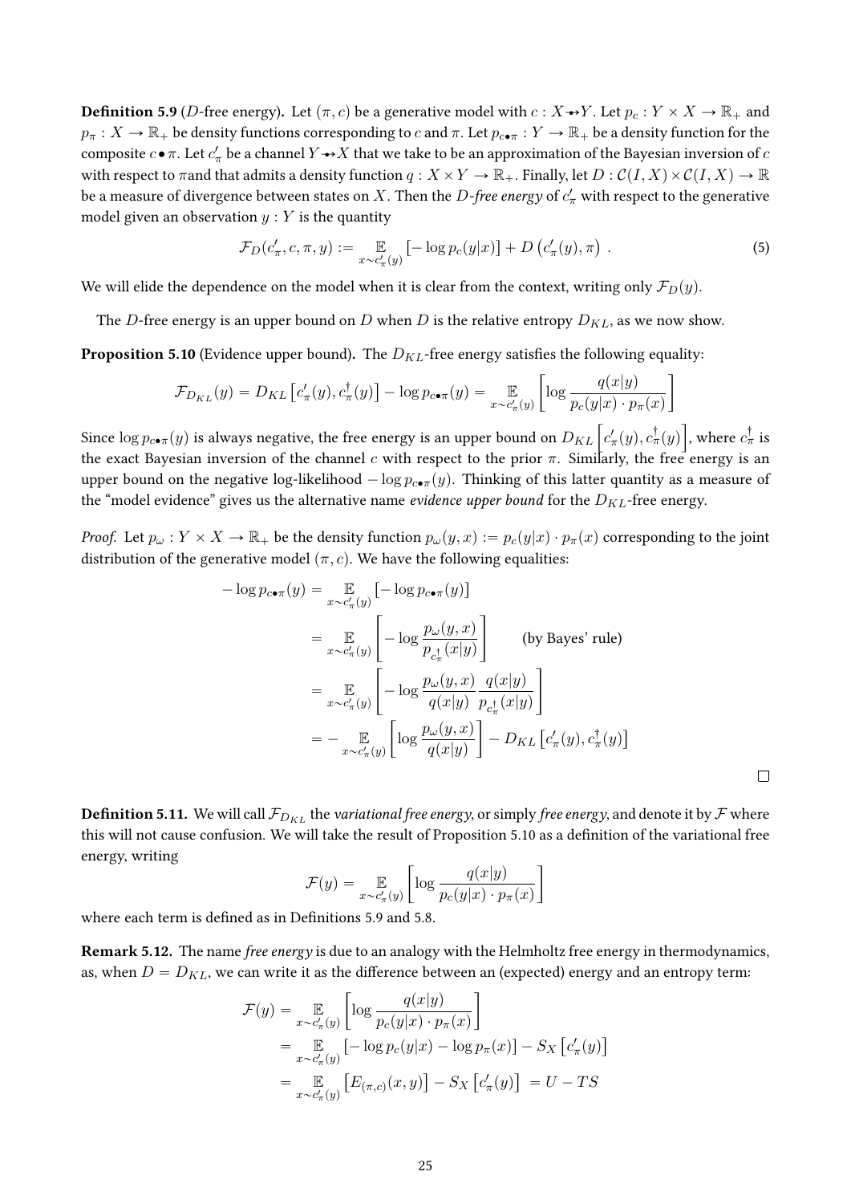**Definition 5.9** ($D$-free energy)**.** Let $(\pi, c)$ be a generative model with $c : X \nrightarrow Y$. Let $p_c : Y \times X \to \mathbb{R}_+$ and $p_\pi : X \to \mathbb{R}_+$ be density functions corresponding to $c$ and $\pi$. Let $p_{c \bullet \pi} : Y \to \mathbb{R}_+$ be a density function for the composite $c \bullet \pi$. Let $c'_\pi$ be a channel $Y \nrightarrow X$ that we take to be an approximation of the Bayesian inversion of $c$ with respect to $\pi$and that admits a density function $q : X \times Y \to \mathbb{R}_+$. Finally, let $D : \mathcal{C}(I, X) \times \mathcal{C}(I, X) \to \mathbb{R}$ be a measure of divergence between states on $X$. Then the *$D$-free energy* of $c'_\pi$ with respect to the generative model given an observation $y : Y$ is the quantity

$$\mathcal{F}_D(c'_\pi, c, \pi, y) := \mathop{\mathbb{E}}_{x \sim c'_\pi(y)} \left[ -\log p_c(y|x) \right] + D\left(c'_\pi(y), \pi\right) . \tag{5}$$

We will elide the dependence on the model when it is clear from the context, writing only $\mathcal{F}_D(y)$.

The $D$-free energy is an upper bound on $D$ when $D$ is the relative entropy $D_{KL}$, as we now show.

**Proposition 5.10** (Evidence upper bound)**.** The $D_{KL}$-free energy satisfies the following equality:

$$\mathcal{F}_{D_{KL}}(y) = D_{KL}\left[c'_\pi(y), c^\dagger_\pi(y)\right] - \log p_{c \bullet \pi}(y) = \mathop{\mathbb{E}}_{x \sim c'_\pi(y)} \left[ \log \frac{q(x|y)}{p_c(y|x) \cdot p_\pi(x)} \right]$$

Since $\log p_{c \bullet \pi}(y)$ is always negative, the free energy is an upper bound on $D_{KL}\left[c'_\pi(y), c^\dagger_\pi(y)\right]$, where $c^\dagger_\pi$ is the exact Bayesian inversion of the channel $c$ with respect to the prior $\pi$. Similarly, the free energy is an upper bound on the negative log-likelihood $-\log p_{c \bullet \pi}(y)$. Thinking of this latter quantity as a measure of the "model evidence" gives us the alternative name *evidence upper bound* for the $D_{KL}$-free energy.

*Proof.* Let $p_\omega : Y \times X \to \mathbb{R}_+$ be the density function $p_\omega(y, x) := p_c(y|x) \cdot p_\pi(x)$ corresponding to the joint distribution of the generative model $(\pi, c)$. We have the following equalities:

$$\begin{aligned}
-\log p_{c \bullet \pi}(y) &= \mathop{\mathbb{E}}_{x \sim c'_\pi(y)} \left[ -\log p_{c \bullet \pi}(y) \right] \\
&= \mathop{\mathbb{E}}_{x \sim c'_\pi(y)} \left[ -\log \frac{p_\omega(y, x)}{p_{c^\dagger_\pi}(x|y)} \right] \qquad \text{(by Bayes' rule)} \\
&= \mathop{\mathbb{E}}_{x \sim c'_\pi(y)} \left[ -\log \frac{p_\omega(y, x)}{q(x|y)} \frac{q(x|y)}{p_{c^\dagger_\pi}(x|y)} \right] \\
&= -\mathop{\mathbb{E}}_{x \sim c'_\pi(y)} \left[ \log \frac{p_\omega(y, x)}{q(x|y)} \right] - D_{KL}\left[c'_\pi(y), c^\dagger_\pi(y)\right]
\end{aligned}$$

□

**Definition 5.11.** We will call $\mathcal{F}_{D_{KL}}$ the *variational free energy*, or simply *free energy*, and denote it by $\mathcal{F}$ where this will not cause confusion. We will take the result of Proposition 5.10 as a definition of the variational free energy, writing

$$\mathcal{F}(y) = \mathop{\mathbb{E}}_{x \sim c'_\pi(y)} \left[ \log \frac{q(x|y)}{p_c(y|x) \cdot p_\pi(x)} \right]$$

where each term is defined as in Definitions 5.9 and 5.8.

**Remark 5.12.** The name *free energy* is due to an analogy with the Helmholtz free energy in thermodynamics, as, when $D = D_{KL}$, we can write it as the difference between an (expected) energy and an entropy term:

$$\begin{aligned}
\mathcal{F}(y) &= \mathop{\mathbb{E}}_{x \sim c'_\pi(y)} \left[ \log \frac{q(x|y)}{p_c(y|x) \cdot p_\pi(x)} \right] \\
&= \mathop{\mathbb{E}}_{x \sim c'_\pi(y)} \left[ -\log p_c(y|x) - \log p_\pi(x) \right] - S_X\left[c'_\pi(y)\right] \\
&= \mathop{\mathbb{E}}_{x \sim c'_\pi(y)} \left[ E_{(\pi,c)}(x, y) \right] - S_X\left[c'_\pi(y)\right] \; = U - TS
\end{aligned}$$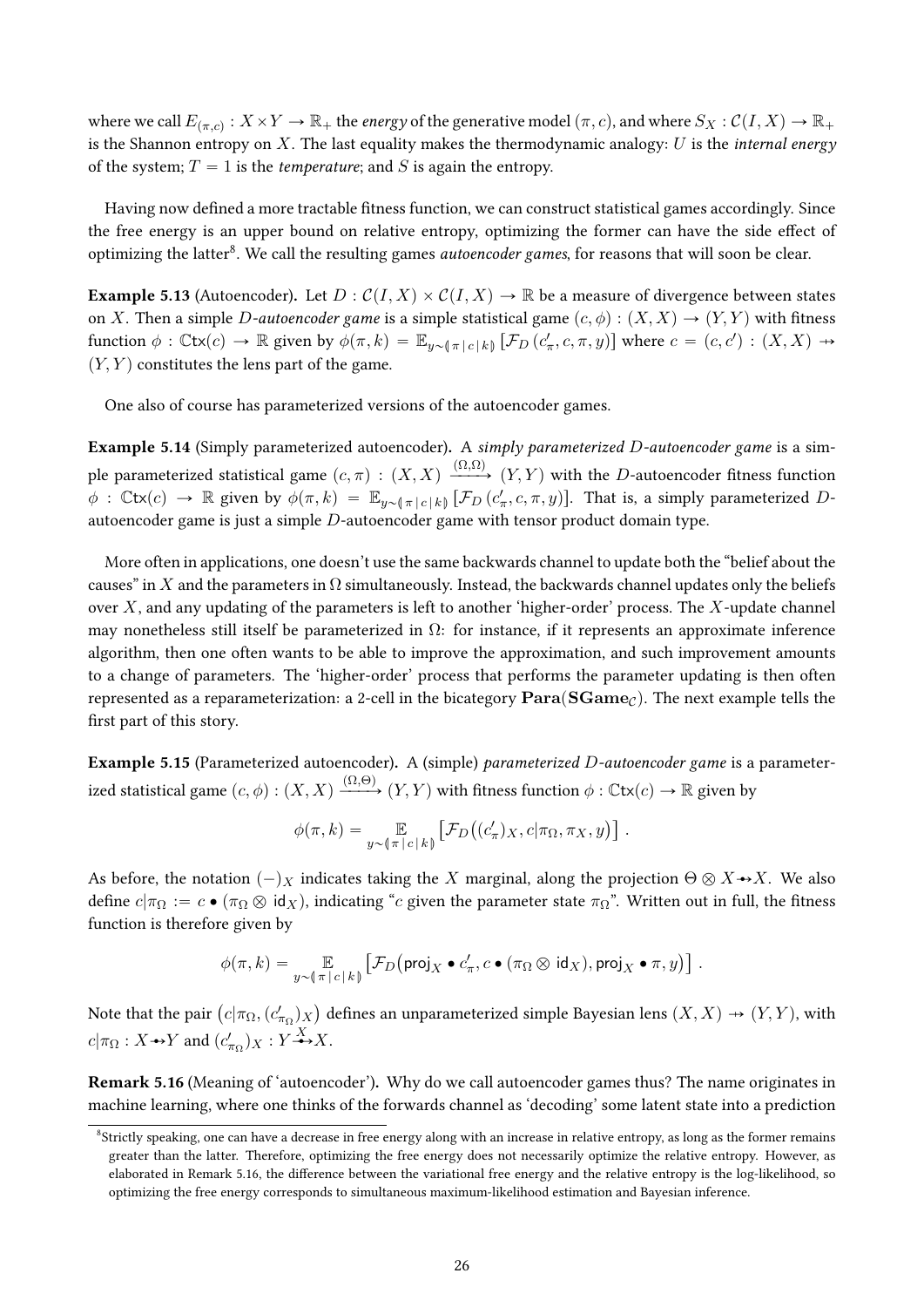where we call $E_{(\pi,c)} : X \times Y \to \mathbb{R}_+$ the *energy* of the generative model $(\pi, c)$, and where $S_X : \mathcal{C}(I, X) \to \mathbb{R}_+$ is the Shannon entropy on $X$. The last equality makes the thermodynamic analogy: $U$ is the *internal energy* of the system; $T = 1$ is the *temperature*; and $S$ is again the entropy.

Having now defined a more tractable fitness function, we can construct statistical games accordingly. Since the free energy is an upper bound on relative entropy, optimizing the former can have the side effect of optimizing the latter[8]. We call the resulting games *autoencoder games*, for reasons that will soon be clear.

**Example 5.13** (Autoencoder)**.** Let $D : \mathcal{C}(I, X) \times \mathcal{C}(I, X) \to \mathbb{R}$ be a measure of divergence between states on $X$. Then a simple $D$*-autoencoder game* is a simple statistical game $(c, \phi) : (X, X) \to (Y, Y)$ with fitness function $\phi : \mathbb{C}\mathsf{tx}(c) \to \mathbb{R}$ given by $\phi(\pi, k) = \mathbb{E}_{y \sim \langle\!\langle \pi \,|\, c \,|\, k \rangle\!\rangle} \left[ \mathcal{F}_D \left( c'_\pi, c, \pi, y \right) \right]$ where $c = (c, c') : (X, X) \nrightarrow (Y, Y)$ constitutes the lens part of the game.

One also of course has parameterized versions of the autoencoder games.

**Example 5.14** (Simply parameterized autoencoder)**.** A *simply parameterized* $D$*-autoencoder game* is a simple parameterized statistical game $(c, \pi) : (X, X) \xrightarrow{(\Omega,\Omega)} (Y, Y)$ with the $D$-autoencoder fitness function $\phi : \mathbb{C}\mathsf{tx}(c) \to \mathbb{R}$ given by $\phi(\pi, k) = \mathbb{E}_{y \sim \langle\!\langle \pi \,|\, c \,|\, k \rangle\!\rangle} \left[ \mathcal{F}_D \left( c'_\pi, c, \pi, y \right) \right]$. That is, a simply parameterized $D$-autoencoder game is just a simple $D$-autoencoder game with tensor product domain type.

More often in applications, one doesn't use the same backwards channel to update both the "belief about the causes" in $X$ and the parameters in $\Omega$ simultaneously. Instead, the backwards channel updates only the beliefs over $X$, and any updating of the parameters is left to another 'higher-order' process. The $X$-update channel may nonetheless still itself be parameterized in $\Omega$: for instance, if it represents an approximate inference algorithm, then one often wants to be able to improve the approximation, and such improvement amounts to a change of parameters. The 'higher-order' process that performs the parameter updating is then often represented as a reparameterization: a 2-cell in the bicategory $\mathbf{Para}(\mathbf{SGame}_{\mathcal{C}})$. The next example tells the first part of this story.

**Example 5.15** (Parameterized autoencoder)**.** A (simple) *parameterized* $D$*-autoencoder game* is a parameterized statistical game $(c, \phi) : (X, X) \xrightarrow{(\Omega,\Theta)} (Y, Y)$ with fitness function $\phi : \mathbb{C}\mathsf{tx}(c) \to \mathbb{R}$ given by

$$\phi(\pi, k) = \mathop{\mathbb{E}}_{y \sim \langle\!\langle \pi \,|\, c \,|\, k \rangle\!\rangle} \left[ \mathcal{F}_D \big( (c'_\pi)_X, c|\pi_\Omega, \pi_X, y \big) \right] .$$

As before, the notation $(-)_X$ indicates taking the $X$ marginal, along the projection $\Theta \otimes X \to\!\!\!\!\!\bullet\, X$. We also define $c|\pi_\Omega := c \bullet (\pi_\Omega \otimes \mathsf{id}_X)$, indicating "$c$ given the parameter state $\pi_\Omega$". Written out in full, the fitness function is therefore given by

$$\phi(\pi, k) = \mathop{\mathbb{E}}_{y \sim \langle\!\langle \pi \,|\, c \,|\, k \rangle\!\rangle} \left[ \mathcal{F}_D \big( \mathsf{proj}_X \bullet c'_\pi, c \bullet (\pi_\Omega \otimes \mathsf{id}_X), \mathsf{proj}_X \bullet \pi, y \big) \right] .$$

Note that the pair $\big(c|\pi_\Omega, (c'_{\pi_\Omega})_X\big)$ defines an unparameterized simple Bayesian lens $(X, X) \nrightarrow (Y, Y)$, with $c|\pi_\Omega : X \to\!\!\!\!\!\bullet\, Y$ and $(c'_{\pi_\Omega})_X : Y \overset{X}{\to\!\!\!\!\!\bullet} X$.

**Remark 5.16** (Meaning of 'autoencoder')**.** Why do we call autoencoder games thus? The name originates in machine learning, where one thinks of the forwards channel as 'decoding' some latent state into a prediction

[8] Strictly speaking, one can have a decrease in free energy along with an increase in relative entropy, as long as the former remains greater than the latter. Therefore, optimizing the free energy does not necessarily optimize the relative entropy. However, as elaborated in Remark 5.16, the difference between the variational free energy and the relative entropy is the log-likelihood, so optimizing the free energy corresponds to simultaneous maximum-likelihood estimation and Bayesian inference.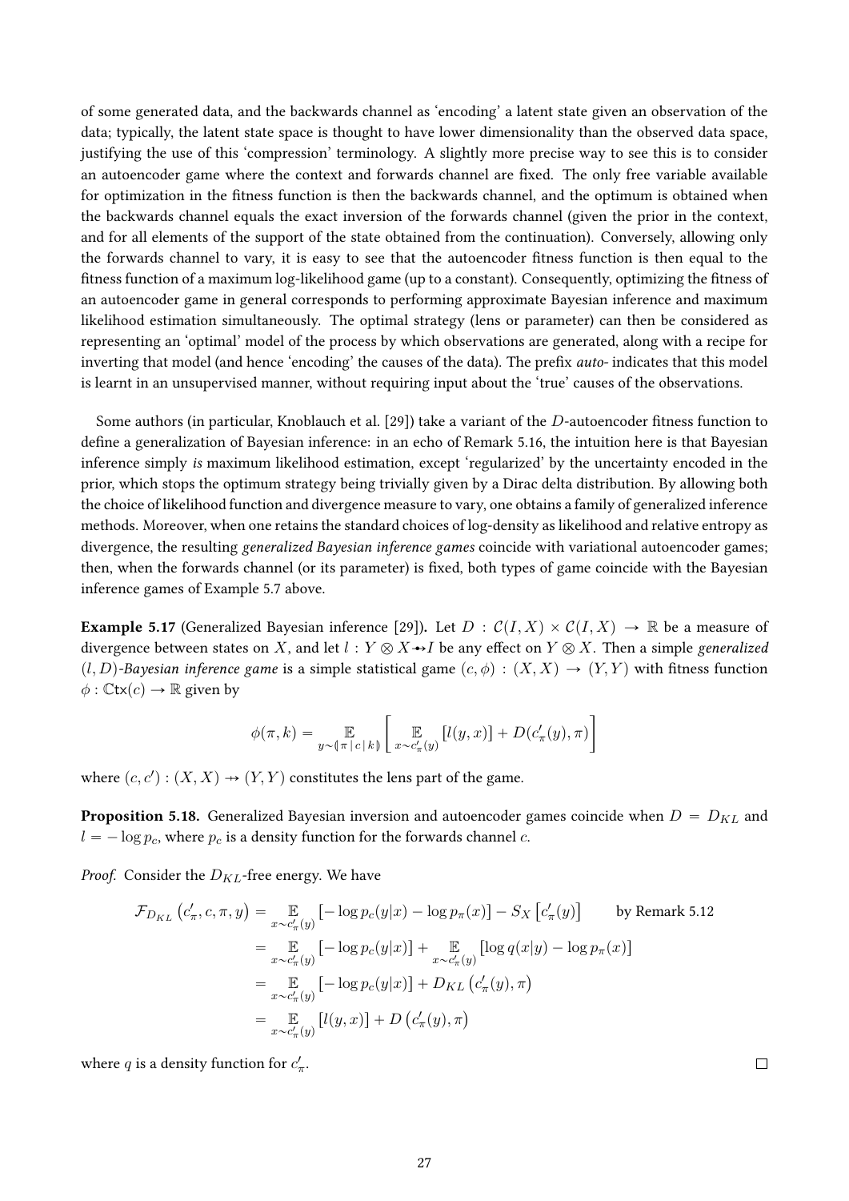of some generated data, and the backwards channel as 'encoding' a latent state given an observation of the data; typically, the latent state space is thought to have lower dimensionality than the observed data space, justifying the use of this 'compression' terminology. A slightly more precise way to see this is to consider an autoencoder game where the context and forwards channel are fixed. The only free variable available for optimization in the fitness function is then the backwards channel, and the optimum is obtained when the backwards channel equals the exact inversion of the forwards channel (given the prior in the context, and for all elements of the support of the state obtained from the continuation). Conversely, allowing only the forwards channel to vary, it is easy to see that the autoencoder fitness function is then equal to the fitness function of a maximum log-likelihood game (up to a constant). Consequently, optimizing the fitness of an autoencoder game in general corresponds to performing approximate Bayesian inference and maximum likelihood estimation simultaneously. The optimal strategy (lens or parameter) can then be considered as representing an 'optimal' model of the process by which observations are generated, along with a recipe for inverting that model (and hence 'encoding' the causes of the data). The prefix *auto-* indicates that this model is learnt in an unsupervised manner, without requiring input about the 'true' causes of the observations.

Some authors (in particular, Knoblauch et al. [29]) take a variant of the $D$-autoencoder fitness function to define a generalization of Bayesian inference: in an echo of Remark 5.16, the intuition here is that Bayesian inference simply *is* maximum likelihood estimation, except 'regularized' by the uncertainty encoded in the prior, which stops the optimum strategy being trivially given by a Dirac delta distribution. By allowing both the choice of likelihood function and divergence measure to vary, one obtains a family of generalized inference methods. Moreover, when one retains the standard choices of log-density as likelihood and relative entropy as divergence, the resulting *generalized Bayesian inference games* coincide with variational autoencoder games; then, when the forwards channel (or its parameter) is fixed, both types of game coincide with the Bayesian inference games of Example 5.7 above.

**Example 5.17** (Generalized Bayesian inference [29])**.** Let $D : \mathcal{C}(I, X) \times \mathcal{C}(I, X) \to \mathbb{R}$ be a measure of divergence between states on $X$, and let $l : Y \otimes X \twoheadrightarrow I$ be any effect on $Y \otimes X$. Then a simple *generalized* $(l, D)$*-Bayesian inference game* is a simple statistical game $(c, \phi) : (X, X) \to (Y, Y)$ with fitness function $\phi : \mathbb{C}\mathsf{tx}(c) \to \mathbb{R}$ given by

$$\phi(\pi, k) = \mathop{\mathbb{E}}_{y \sim \langle\!\langle \pi \,|\, c \,|\, k \rangle\!\rangle} \left[ \mathop{\mathbb{E}}_{x \sim c'_\pi(y)} [l(y, x)] + D(c'_\pi(y), \pi) \right]$$

where $(c, c') : (X, X) \nrightarrow (Y, Y)$ constitutes the lens part of the game.

**Proposition 5.18.** Generalized Bayesian inversion and autoencoder games coincide when $D = D_{KL}$ and $l = -\log p_c$, where $p_c$ is a density function for the forwards channel $c$.

*Proof.* Consider the $D_{KL}$-free energy. We have

$$\begin{aligned}
\mathcal{F}_{D_{KL}}\left(c'_\pi, c, \pi, y\right) &= \mathop{\mathbb{E}}_{x \sim c'_\pi(y)} \left[-\log p_c(y|x) - \log p_\pi(x)\right] - S_X\left[c'_\pi(y)\right] \qquad \text{by Remark 5.12} \\
&= \mathop{\mathbb{E}}_{x \sim c'_\pi(y)} \left[-\log p_c(y|x)\right] + \mathop{\mathbb{E}}_{x \sim c'_\pi(y)} \left[\log q(x|y) - \log p_\pi(x)\right] \\
&= \mathop{\mathbb{E}}_{x \sim c'_\pi(y)} \left[-\log p_c(y|x)\right] + D_{KL}\left(c'_\pi(y), \pi\right) \\
&= \mathop{\mathbb{E}}_{x \sim c'_\pi(y)} \left[l(y, x)\right] + D\left(c'_\pi(y), \pi\right)
\end{aligned}$$

where $q$ is a density function for $c'_\pi$. □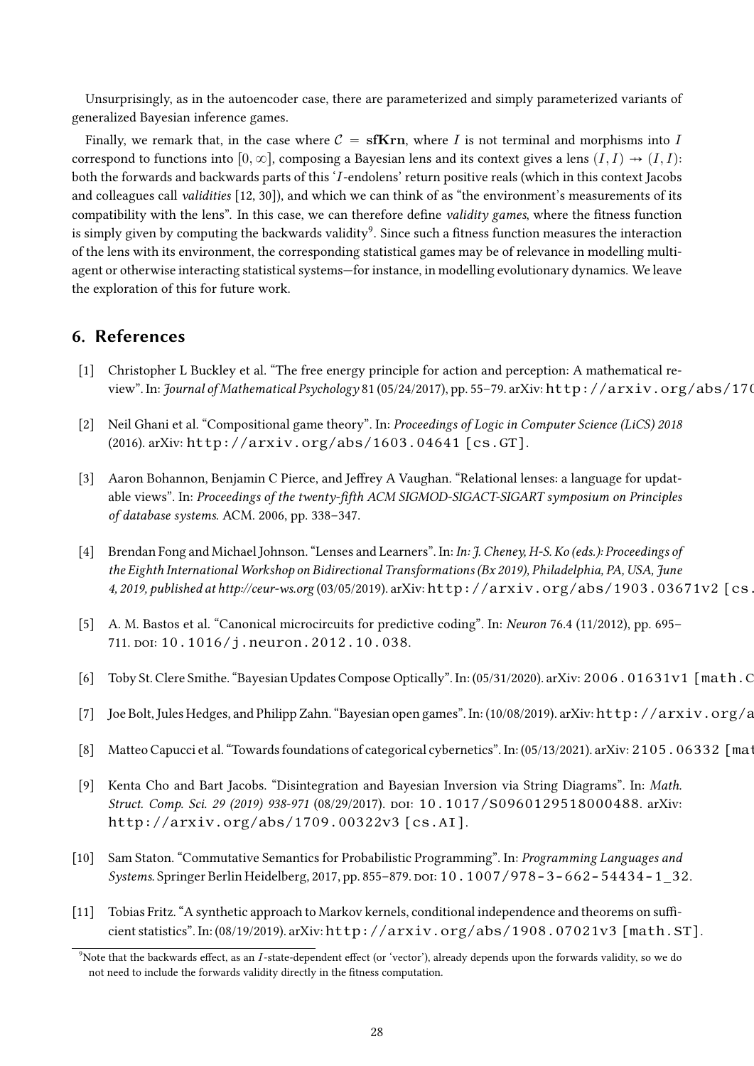Unsurprisingly, as in the autoencoder case, there are parameterized and simply parameterized variants of generalized Bayesian inference games.

Finally, we remark that, in the case where $\mathcal{C} = \mathbf{sfKrn}$, where $I$ is not terminal and morphisms into $I$ correspond to functions into $[0, \infty]$, composing a Bayesian lens and its context gives a lens $(I, I) \nrightarrow (I, I)$: both the forwards and backwards parts of this '$I$-endolens' return positive reals (which in this context Jacobs and colleagues call *validities* [12, 30]), and which we can think of as "the environment's measurements of its compatibility with the lens". In this case, we can therefore define *validity games*, where the fitness function is simply given by computing the backwards validity[9]. Since such a fitness function measures the interaction of the lens with its environment, the corresponding statistical games may be of relevance in modelling multi-agent or otherwise interacting statistical systems—for instance, in modelling evolutionary dynamics. We leave the exploration of this for future work.

## 6. References

[1] Christopher L Buckley et al. "The free energy principle for action and perception: A mathematical review". In: *Journal of Mathematical Psychology* 81 (05/24/2017), pp. 55–79. arXiv: http://arxiv.org/abs/170

[2] Neil Ghani et al. "Compositional game theory". In: *Proceedings of Logic in Computer Science (LiCS) 2018* (2016). arXiv: http://arxiv.org/abs/1603.04641 [cs.GT].

[3] Aaron Bohannon, Benjamin C Pierce, and Jeffrey A Vaughan. "Relational lenses: a language for updatable views". In: *Proceedings of the twenty-fifth ACM SIGMOD-SIGACT-SIGART symposium on Principles of database systems*. ACM. 2006, pp. 338–347.

[4] Brendan Fong and Michael Johnson. "Lenses and Learners". In: *In: J. Cheney, H-S. Ko (eds.): Proceedings of the Eighth International Workshop on Bidirectional Transformations (Bx 2019), Philadelphia, PA, USA, June 4, 2019, published at http://ceur-ws.org* (03/05/2019). arXiv: http://arxiv.org/abs/1903.03671v2 [cs.

[5] A. M. Bastos et al. "Canonical microcircuits for predictive coding". In: *Neuron* 76.4 (11/2012), pp. 695–711. DOI: 10.1016/j.neuron.2012.10.038.

[6] Toby St. Clere Smithe. "Bayesian Updates Compose Optically". In: (05/31/2020). arXiv: 2006.01631v1 [math.C

[7] Joe Bolt, Jules Hedges, and Philipp Zahn. "Bayesian open games". In: (10/08/2019). arXiv: http://arxiv.org/a

[8] Matteo Capucci et al. "Towards foundations of categorical cybernetics". In: (05/13/2021). arXiv: 2105.06332 [mat

[9] Kenta Cho and Bart Jacobs. "Disintegration and Bayesian Inversion via String Diagrams". In: *Math. Struct. Comp. Sci. 29 (2019) 938-971* (08/29/2017). DOI: 10.1017/S0960129518000488. arXiv: http://arxiv.org/abs/1709.00322v3 [cs.AI].

[10] Sam Staton. "Commutative Semantics for Probabilistic Programming". In: *Programming Languages and Systems*. Springer Berlin Heidelberg, 2017, pp. 855–879. DOI: 10.1007/978-3-662-54434-1_32.

[11] Tobias Fritz. "A synthetic approach to Markov kernels, conditional independence and theorems on sufficient statistics". In: (08/19/2019). arXiv: http://arxiv.org/abs/1908.07021v3 [math.ST].

[9] Note that the backwards effect, as an $I$-state-dependent effect (or 'vector'), already depends upon the forwards validity, so we do not need to include the forwards validity directly in the fitness computation.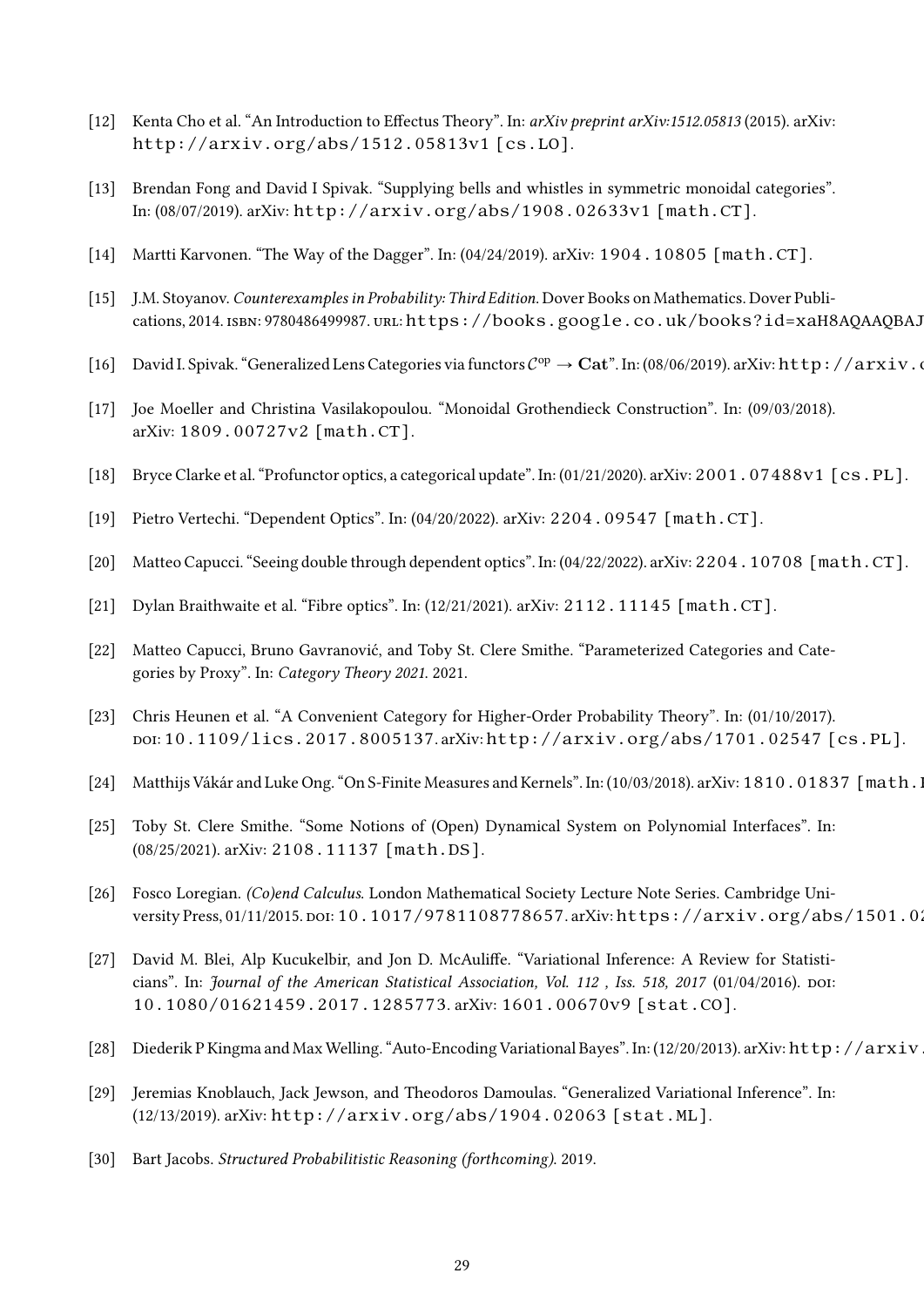[12] Kenta Cho et al. "An Introduction to Effectus Theory". In: *arXiv preprint arXiv:1512.05813* (2015). arXiv: http://arxiv.org/abs/1512.05813v1 [cs.LO].

[13] Brendan Fong and David I Spivak. "Supplying bells and whistles in symmetric monoidal categories". In: (08/07/2019). arXiv: http://arxiv.org/abs/1908.02633v1 [math.CT].

[14] Martti Karvonen. "The Way of the Dagger". In: (04/24/2019). arXiv: 1904.10805 [math.CT].

[15] J.M. Stoyanov. *Counterexamples in Probability: Third Edition*. Dover Books on Mathematics. Dover Publications, 2014. ISBN: 9780486499987. URL: https://books.google.co.uk/books?id=xaH8AQAAQBAJ

[16] David I. Spivak. "Generalized Lens Categories via functors $\mathcal{C}^{op} \to \mathbf{Cat}$". In: (08/06/2019). arXiv: http://arxiv.

[17] Joe Moeller and Christina Vasilakopoulou. "Monoidal Grothendieck Construction". In: (09/03/2018). arXiv: 1809.00727v2 [math.CT].

[18] Bryce Clarke et al. "Profunctor optics, a categorical update". In: (01/21/2020). arXiv: 2001.07488v1 [cs.PL].

[19] Pietro Vertechi. "Dependent Optics". In: (04/20/2022). arXiv: 2204.09547 [math.CT].

[20] Matteo Capucci. "Seeing double through dependent optics". In: (04/22/2022). arXiv: 2204.10708 [math.CT].

[21] Dylan Braithwaite et al. "Fibre optics". In: (12/21/2021). arXiv: 2112.11145 [math.CT].

[22] Matteo Capucci, Bruno Gavranović, and Toby St. Clere Smithe. "Parameterized Categories and Categories by Proxy". In: *Category Theory 2021*. 2021.

[23] Chris Heunen et al. "A Convenient Category for Higher-Order Probability Theory". In: (01/10/2017). DOI: 10.1109/lics.2017.8005137. arXiv: http://arxiv.org/abs/1701.02547 [cs.PL].

[24] Matthijs Vákár and Luke Ong. "On S-Finite Measures and Kernels". In: (10/03/2018). arXiv: 1810.01837 [math.

[25] Toby St. Clere Smithe. "Some Notions of (Open) Dynamical System on Polynomial Interfaces". In: (08/25/2021). arXiv: 2108.11137 [math.DS].

[26] Fosco Loregian. *(Co)end Calculus*. London Mathematical Society Lecture Note Series. Cambridge University Press, 01/11/2015. DOI: 10.1017/9781108778657. arXiv: https://arxiv.org/abs/1501.0

[27] David M. Blei, Alp Kucukelbir, and Jon D. McAuliffe. "Variational Inference: A Review for Statisticians". In: *Journal of the American Statistical Association, Vol. 112 , Iss. 518, 2017* (01/04/2016). DOI: 10.1080/01621459.2017.1285773. arXiv: 1601.00670v9 [stat.CO].

[28] Diederik P Kingma and Max Welling. "Auto-Encoding Variational Bayes". In: (12/20/2013). arXiv: http://arxiv.

[29] Jeremias Knoblauch, Jack Jewson, and Theodoros Damoulas. "Generalized Variational Inference". In: (12/13/2019). arXiv: http://arxiv.org/abs/1904.02063 [stat.ML].

[30] Bart Jacobs. *Structured Probabilitistic Reasoning (forthcoming)*. 2019.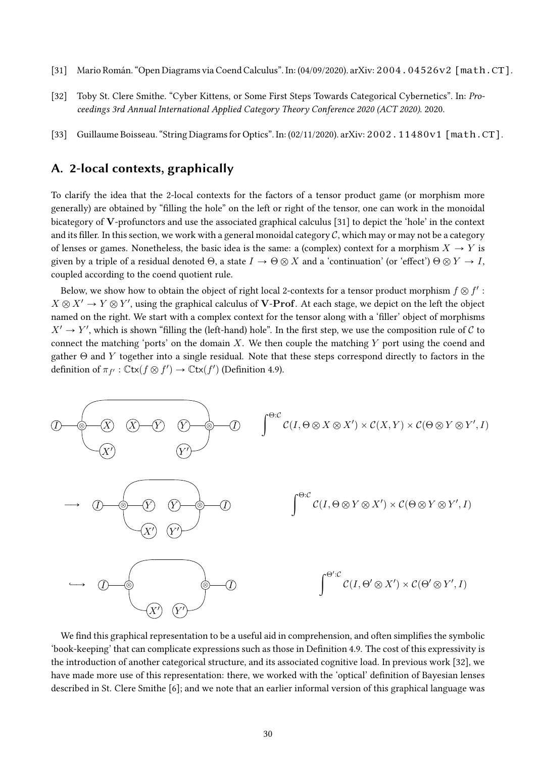[31] Mario Román. "Open Diagrams via Coend Calculus". In: (04/09/2020). arXiv: 2004.04526v2 [math.CT].

[32] Toby St. Clere Smithe. "Cyber Kittens, or Some First Steps Towards Categorical Cybernetics". In: *Proceedings 3rd Annual International Applied Category Theory Conference 2020 (ACT 2020)*. 2020.

[33] Guillaume Boisseau. "String Diagrams for Optics". In: (02/11/2020). arXiv: 2002.11480v1 [math.CT].

## A. 2-local contexts, graphically

To clarify the idea that the 2-local contexts for the factors of a tensor product game (or morphism more generally) are obtained by "filling the hole" on the left or right of the tensor, one can work in the monoidal bicategory of $\mathbf{V}$-profunctors and use the associated graphical calculus [31] to depict the 'hole' in the context and its filler. In this section, we work with a general monoidal category $\mathcal{C}$, which may or may not be a category of lenses or games. Nonetheless, the basic idea is the same: a (complex) context for a morphism $X \to Y$ is given by a triple of a residual denoted $\Theta$, a state $I \to \Theta \otimes X$ and a 'continuation' (or 'effect') $\Theta \otimes Y \to I$, coupled according to the coend quotient rule.

Below, we show how to obtain the object of right local 2-contexts for a tensor product morphism $f \otimes f' : X \otimes X' \to Y \otimes Y'$, using the graphical calculus of $\mathbf{V}\text{-}\mathbf{Prof}$. At each stage, we depict on the left the object named on the right. We start with a complex context for the tensor along with a 'filler' object of morphisms $X' \to Y'$, which is shown "filling the (left-hand) hole". In the first step, we use the composition rule of $\mathcal{C}$ to connect the matching 'ports' on the domain $X$. We then couple the matching $Y$ port using the coend and gather $\Theta$ and $Y$ together into a single residual. Note that these steps correspond directly to factors in the definition of $\pi_{f'} : \mathbb{C}\mathsf{tx}(f \otimes f') \to \mathbb{C}\mathsf{tx}(f')$ (Definition 4.9).

$$\int^{\Theta : \mathcal{C}} \mathcal{C}(I, \Theta \otimes X \otimes X') \times \mathcal{C}(X, Y) \times \mathcal{C}(\Theta \otimes Y \otimes Y', I)$$

$$\longrightarrow \int^{\Theta : \mathcal{C}} \mathcal{C}(I, \Theta \otimes Y \otimes X') \times \mathcal{C}(\Theta \otimes Y \otimes Y', I)$$

$$\hookrightarrow \int^{\Theta' : \mathcal{C}} \mathcal{C}(I, \Theta' \otimes X') \times \mathcal{C}(\Theta' \otimes Y', I)$$

We find this graphical representation to be a useful aid in comprehension, and often simplifies the symbolic 'book-keeping' that can complicate expressions such as those in Definition 4.9. The cost of this expressivity is the introduction of another categorical structure, and its associated cognitive load. In previous work [32], we have made more use of this representation: there, we worked with the 'optical' definition of Bayesian lenses described in St. Clere Smithe [6]; and we note that an earlier informal version of this graphical language was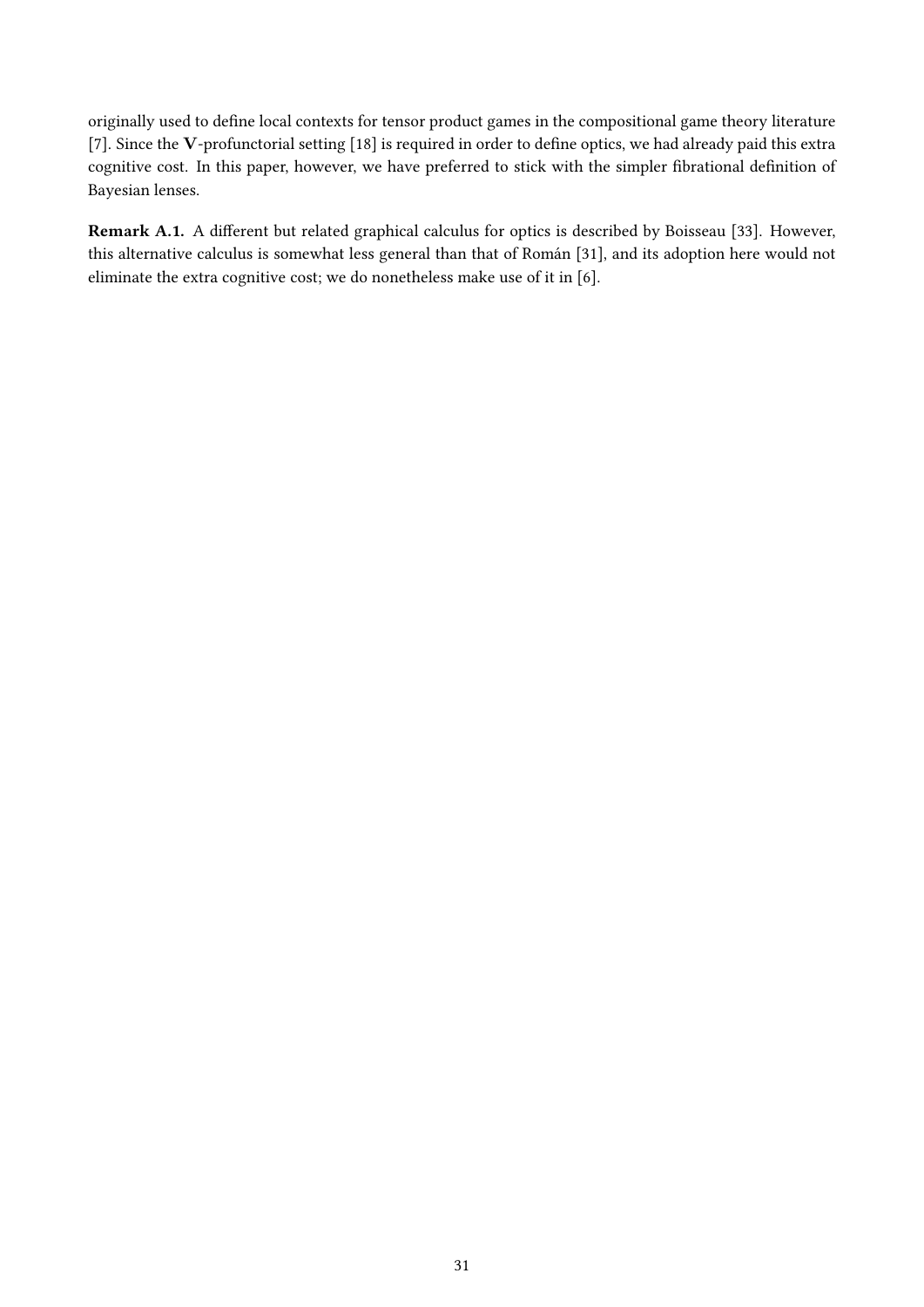originally used to define local contexts for tensor product games in the compositional game theory literature [7]. Since the **V**-profunctorial setting [18] is required in order to define optics, we had already paid this extra cognitive cost. In this paper, however, we have preferred to stick with the simpler fibrational definition of Bayesian lenses.

**Remark A.1.** A different but related graphical calculus for optics is described by Boisseau [33]. However, this alternative calculus is somewhat less general than that of Román [31], and its adoption here would not eliminate the extra cognitive cost; we do nonetheless make use of it in [6].